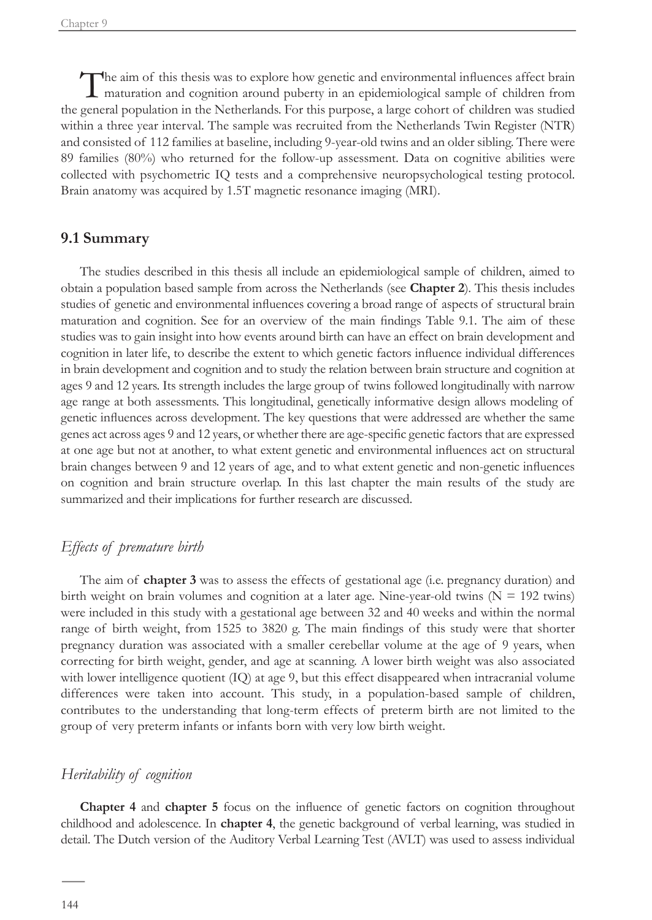The aim of this thesis was to explore how genetic and environmental influences affect brain maturation and cognition around puberty in an epidemiological sample of children from the general population in the Netherlands. For this purpose, a large cohort of children was studied within a three year interval. The sample was recruited from the Netherlands Twin Register (NTR) and consisted of 112 families at baseline, including 9-year-old twins and an older sibling. There were 89 families (80%) who returned for the follow-up assessment. Data on cognitive abilities were collected with psychometric IQ tests and a comprehensive neuropsychological testing protocol. Brain anatomy was acquired by 1.5T magnetic resonance imaging (MRI).

## 9.1 Summary

The studies described in this thesis all include an epidemiological sample of children, aimed to obtain a population based sample from across the Netherlands (see **Chapter 2**). This thesis includes studies of genetic and environmental influences covering a broad range of aspects of structural brain maturation and cognition. See for an overview of the main findings Table 9.1. The aim of these studies was to gain insight into how events around birth can have an effect on brain development and cognition in later life, to describe the extent to which genetic factors influence individual differences in brain development and cognition and to study the relation between brain structure and cognition at ages 9 and 12 years. Its strength includes the large group of twins followed longitudinally with narrow age range at both assessments. This longitudinal, genetically informative design allows modeling of genetic influences across development. The key questions that were addressed are whether the same genes act across ages 9 and 12 years, or whether there are age-specific genetic factors that are expressed at one age but not at another, to what extent genetic and environmental influences act on structural brain changes between 9 and 12 years of age, and to what extent genetic and non-genetic influences on cognition and brain structure overlap. In this last chapter the main results of the study are summarized and their implications for further research are discussed.

### *Effects of premature birth*

The aim of **chapter 3** was to assess the effects of gestational age (i.e. pregnancy duration) and birth weight on brain volumes and cognition at a later age. Nine-year-old twins (N = 192 twins) were included in this study with a gestational age between 32 and 40 weeks and within the normal range of birth weight, from 1525 to 3820 g. The main findings of this study were that shorter pregnancy duration was associated with a smaller cerebellar volume at the age of 9 years, when correcting for birth weight, gender, and age at scanning. A lower birth weight was also associated with lower intelligence quotient (IQ) at age 9, but this effect disappeared when intracranial volume differences were taken into account. This study, in a population-based sample of children, contributes to the understanding that long-term effects of preterm birth are not limited to the group of very preterm infants or infants born with very low birth weight.

### *Heritability of cognition*

**Chapter 4** and **chapter 5** focus on the influence of genetic factors on cognition throughout childhood and adolescence. In **chapter 4**, the genetic background of verbal learning, was studied in detail. The Dutch version of the Auditory Verbal Learning Test (AVLT) was used to assess individual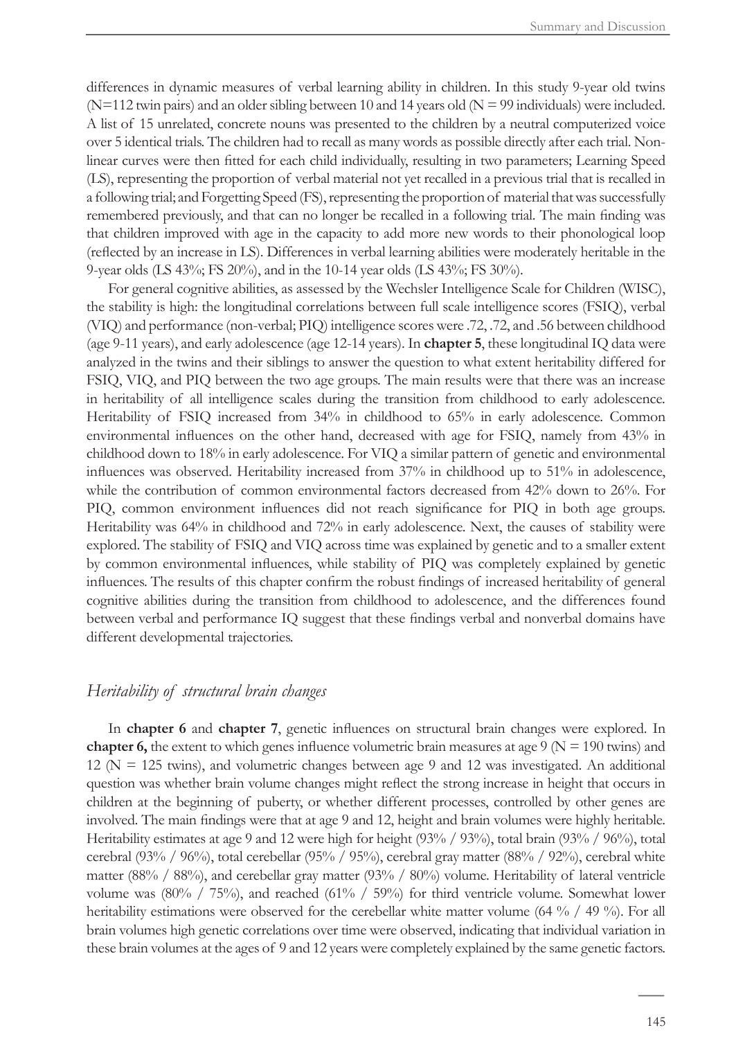differences in dynamic measures of verbal learning ability in children. In this study 9-year old twins (N=112 twin pairs) and an older sibling between 10 and 14 years old (N = 99 individuals) were included. A list of 15 unrelated, concrete nouns was presented to the children by a neutral computerized voice over 5 identical trials. The children had to recall as many words as possible directly after each trial. Non-linear curves were then fitted for each child individually, resulting in two parameters; Learning Speed (LS), representing the proportion of verbal material not yet recalled in a previous trial that is recalled in a following trial; and Forgetting Speed (FS), representing the proportion of material that was successfully remembered previously, and that can no longer be recalled in a following trial. The main finding was that children improved with age in the capacity to add more new words to their phonological loop (reflected by an increase in LS). Differences in verbal learning abilities were moderately heritable in the 9-year olds (LS 43%; FS 20%), and in the 10-14 year olds (LS 43%; FS 30%).

For general cognitive abilities, as assessed by the Wechsler Intelligence Scale for Children (WISC), the stability is high: the longitudinal correlations between full scale intelligence scores (FSIQ), verbal (VIQ) and performance (non-verbal; PIQ) intelligence scores were .72, .72, and .56 between childhood (age 9-11 years), and early adolescence (age 12-14 years). In **chapter 5**, these longitudinal IQ data were analyzed in the twins and their siblings to answer the question to what extent heritability differed for FSIQ, VIQ, and PIQ between the two age groups. The main results were that there was an increase in heritability of all intelligence scales during the transition from childhood to early adolescence. Heritability of FSIQ increased from 34% in childhood to 65% in early adolescence. Common environmental influences on the other hand, decreased with age for FSIQ, namely from 43% in childhood down to 18% in early adolescence. For VIQ a similar pattern of genetic and environmental influences was observed. Heritability increased from 37% in childhood up to 51% in adolescence, while the contribution of common environmental factors decreased from 42% down to 26%. For PIQ, common environment influences did not reach significance for PIQ in both age groups. Heritability was 64% in childhood and 72% in early adolescence. Next, the causes of stability were explored. The stability of FSIQ and VIQ across time was explained by genetic and to a smaller extent by common environmental influences, while stability of PIQ was completely explained by genetic influences. The results of this chapter confirm the robust findings of increased heritability of general cognitive abilities during the transition from childhood to adolescence, and the differences found between verbal and performance IQ suggest that these findings verbal and nonverbal domains have different developmental trajectories.

## *Heritability of structural brain changes*

In **chapter 6** and **chapter 7**, genetic influences on structural brain changes were explored. In **chapter 6,** the extent to which genes influence volumetric brain measures at age 9 (N = 190 twins) and 12 (N = 125 twins), and volumetric changes between age 9 and 12 was investigated. An additional question was whether brain volume changes might reflect the strong increase in height that occurs in children at the beginning of puberty, or whether different processes, controlled by other genes are involved. The main findings were that at age 9 and 12, height and brain volumes were highly heritable. Heritability estimates at age 9 and 12 were high for height (93% / 93%), total brain (93% / 96%), total cerebral (93% / 96%), total cerebellar (95% / 95%), cerebral gray matter (88% / 92%), cerebral white matter (88% / 88%), and cerebellar gray matter (93% / 80%) volume. Heritability of lateral ventricle volume was (80% / 75%), and reached (61% / 59%) for third ventricle volume. Somewhat lower heritability estimations were observed for the cerebellar white matter volume (64 % / 49 %). For all brain volumes high genetic correlations over time were observed, indicating that individual variation in these brain volumes at the ages of 9 and 12 years were completely explained by the same genetic factors.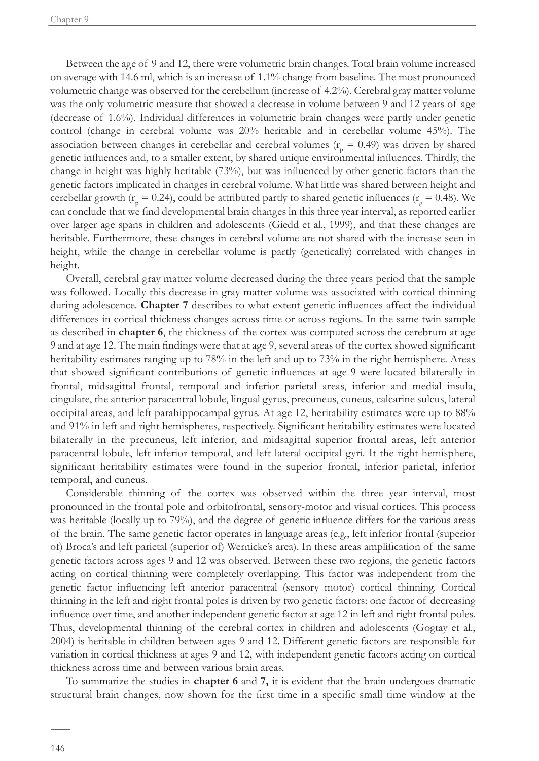Between the age of 9 and 12, there were volumetric brain changes. Total brain volume increased on average with 14.6 ml, which is an increase of 1.1% change from baseline. The most pronounced volumetric change was observed for the cerebellum (increase of 4.2%). Cerebral gray matter volume was the only volumetric measure that showed a decrease in volume between 9 and 12 years of age (decrease of 1.6%). Individual differences in volumetric brain changes were partly under genetic control (change in cerebral volume was 20% heritable and in cerebellar volume 45%). The association between changes in cerebellar and cerebral volumes ($r_p = 0.49$) was driven by shared genetic influences and, to a smaller extent, by shared unique environmental influences. Thirdly, the change in height was highly heritable (73%), but was influenced by other genetic factors than the genetic factors implicated in changes in cerebral volume. What little was shared between height and cerebellar growth ($r_p = 0.24$), could be attributed partly to shared genetic influences ($r_g = 0.48$). We can conclude that we find developmental brain changes in this three year interval, as reported earlier over larger age spans in children and adolescents (Giedd et al., 1999), and that these changes are heritable. Furthermore, these changes in cerebral volume are not shared with the increase seen in height, while the change in cerebellar volume is partly (genetically) correlated with changes in height.

Overall, cerebral gray matter volume decreased during the three years period that the sample was followed. Locally this decrease in gray matter volume was associated with cortical thinning during adolescence. **Chapter 7** describes to what extent genetic influences affect the individual differences in cortical thickness changes across time or across regions. In the same twin sample as described in **chapter 6**, the thickness of the cortex was computed across the cerebrum at age 9 and at age 12. The main findings were that at age 9, several areas of the cortex showed significant heritability estimates ranging up to 78% in the left and up to 73% in the right hemisphere. Areas that showed significant contributions of genetic influences at age 9 were located bilaterally in frontal, midsagittal frontal, temporal and inferior parietal areas, inferior and medial insula, cingulate, the anterior paracentral lobule, lingual gyrus, precuneus, cuneus, calcarine sulcus, lateral occipital areas, and left parahippocampal gyrus. At age 12, heritability estimates were up to 88% and 91% in left and right hemispheres, respectively. Significant heritability estimates were located bilaterally in the precuneus, left inferior, and midsagittal superior frontal areas, left anterior paracentral lobule, left inferior temporal, and left lateral occipital gyri. It the right hemisphere, significant heritability estimates were found in the superior frontal, inferior parietal, inferior temporal, and cuneus.

Considerable thinning of the cortex was observed within the three year interval, most pronounced in the frontal pole and orbitofrontal, sensory-motor and visual cortices. This process was heritable (locally up to 79%), and the degree of genetic influence differs for the various areas of the brain. The same genetic factor operates in language areas (e.g., left inferior frontal (superior of) Broca's and left parietal (superior of) Wernicke's area). In these areas amplification of the same genetic factors across ages 9 and 12 was observed. Between these two regions, the genetic factors acting on cortical thinning were completely overlapping. This factor was independent from the genetic factor influencing left anterior paracentral (sensory motor) cortical thinning. Cortical thinning in the left and right frontal poles is driven by two genetic factors: one factor of decreasing influence over time, and another independent genetic factor at age 12 in left and right frontal poles. Thus, developmental thinning of the cerebral cortex in children and adolescents (Gogtay et al., 2004) is heritable in children between ages 9 and 12. Different genetic factors are responsible for variation in cortical thickness at ages 9 and 12, with independent genetic factors acting on cortical thickness across time and between various brain areas.

To summarize the studies in **chapter 6** and **7,** it is evident that the brain undergoes dramatic structural brain changes, now shown for the first time in a specific small time window at the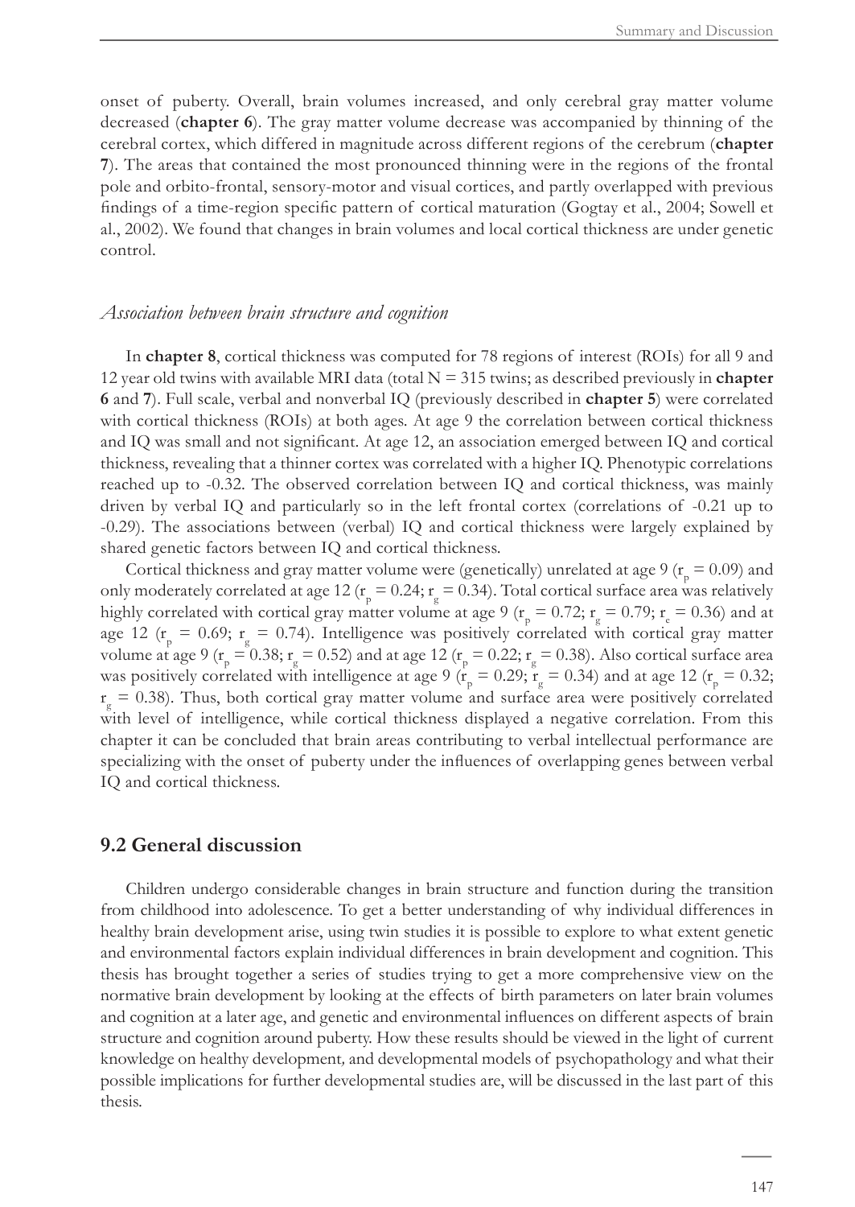onset of puberty. Overall, brain volumes increased, and only cerebral gray matter volume decreased (**chapter 6**). The gray matter volume decrease was accompanied by thinning of the cerebral cortex, which differed in magnitude across different regions of the cerebrum (**chapter 7**). The areas that contained the most pronounced thinning were in the regions of the frontal pole and orbito-frontal, sensory-motor and visual cortices, and partly overlapped with previous findings of a time-region specific pattern of cortical maturation (Gogtay et al., 2004; Sowell et al., 2002). We found that changes in brain volumes and local cortical thickness are under genetic control.

### *Association between brain structure and cognition*

In **chapter 8**, cortical thickness was computed for 78 regions of interest (ROIs) for all 9 and 12 year old twins with available MRI data (total N = 315 twins; as described previously in **chapter 6** and **7**). Full scale, verbal and nonverbal IQ (previously described in **chapter 5**) were correlated with cortical thickness (ROIs) at both ages. At age 9 the correlation between cortical thickness and IQ was small and not significant. At age 12, an association emerged between IQ and cortical thickness, revealing that a thinner cortex was correlated with a higher IQ. Phenotypic correlations reached up to -0.32. The observed correlation between IQ and cortical thickness, was mainly driven by verbal IQ and particularly so in the left frontal cortex (correlations of -0.21 up to -0.29). The associations between (verbal) IQ and cortical thickness were largely explained by shared genetic factors between IQ and cortical thickness.

Cortical thickness and gray matter volume were (genetically) unrelated at age 9 ($r_p = 0.09$) and only moderately correlated at age 12 ($r_p = 0.24$; $r_g = 0.34$). Total cortical surface area was relatively highly correlated with cortical gray matter volume at age 9 ($r_p = 0.72$; $r_g = 0.79$; $r_c = 0.36$) and at age 12 ($r_p = 0.69$; $r_g = 0.74$). Intelligence was positively correlated with cortical gray matter volume at age 9 ($r_p = 0.38$; $r_g = 0.52$) and at age 12 ($r_p = 0.22$; $r_g = 0.38$). Also cortical surface area was positively correlated with intelligence at age 9 ($r_p = 0.29$; $r_g = 0.34$) and at age 12 ($r_p = 0.32$; $r_g = 0.38$). Thus, both cortical gray matter volume and surface area were positively correlated with level of intelligence, while cortical thickness displayed a negative correlation. From this chapter it can be concluded that brain areas contributing to verbal intellectual performance are specializing with the onset of puberty under the influences of overlapping genes between verbal IQ and cortical thickness.

## 9.2 General discussion

Children undergo considerable changes in brain structure and function during the transition from childhood into adolescence. To get a better understanding of why individual differences in healthy brain development arise, using twin studies it is possible to explore to what extent genetic and environmental factors explain individual differences in brain development and cognition. This thesis has brought together a series of studies trying to get a more comprehensive view on the normative brain development by looking at the effects of birth parameters on later brain volumes and cognition at a later age, and genetic and environmental influences on different aspects of brain structure and cognition around puberty. How these results should be viewed in the light of current knowledge on healthy development, and developmental models of psychopathology and what their possible implications for further developmental studies are, will be discussed in the last part of this thesis.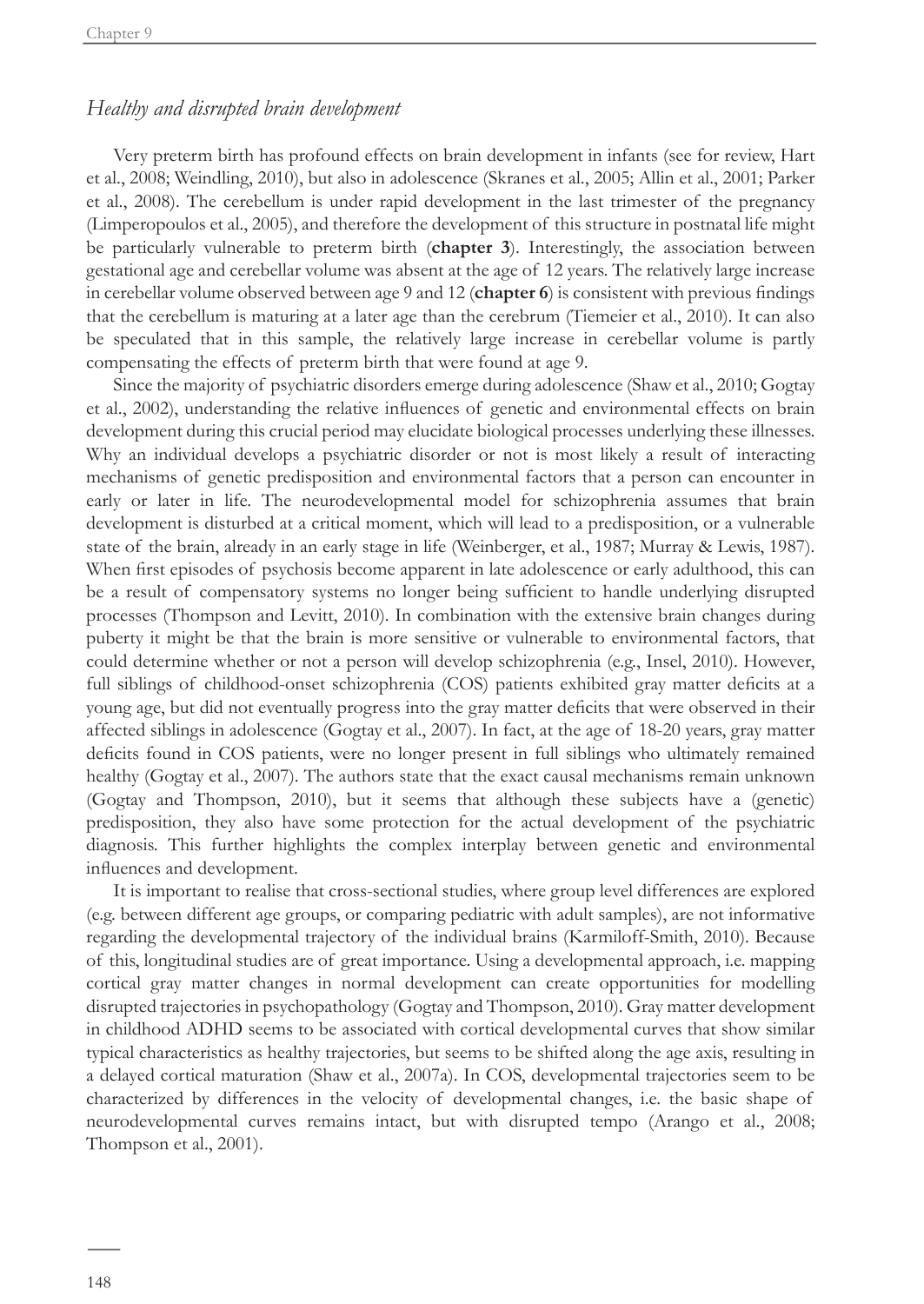*Healthy and disrupted brain development*

Very preterm birth has profound effects on brain development in infants (see for review, Hart et al., 2008; Weindling, 2010), but also in adolescence (Skranes et al., 2005; Allin et al., 2001; Parker et al., 2008). The cerebellum is under rapid development in the last trimester of the pregnancy (Limperopoulos et al., 2005), and therefore the development of this structure in postnatal life might be particularly vulnerable to preterm birth (**chapter 3**). Interestingly, the association between gestational age and cerebellar volume was absent at the age of 12 years. The relatively large increase in cerebellar volume observed between age 9 and 12 (**chapter 6**) is consistent with previous findings that the cerebellum is maturing at a later age than the cerebrum (Tiemeier et al., 2010). It can also be speculated that in this sample, the relatively large increase in cerebellar volume is partly compensating the effects of preterm birth that were found at age 9.

Since the majority of psychiatric disorders emerge during adolescence (Shaw et al., 2010; Gogtay et al., 2002), understanding the relative influences of genetic and environmental effects on brain development during this crucial period may elucidate biological processes underlying these illnesses. Why an individual develops a psychiatric disorder or not is most likely a result of interacting mechanisms of genetic predisposition and environmental factors that a person can encounter in early or later in life. The neurodevelopmental model for schizophrenia assumes that brain development is disturbed at a critical moment, which will lead to a predisposition, or a vulnerable state of the brain, already in an early stage in life (Weinberger, et al., 1987; Murray & Lewis, 1987). When first episodes of psychosis become apparent in late adolescence or early adulthood, this can be a result of compensatory systems no longer being sufficient to handle underlying disrupted processes (Thompson and Levitt, 2010). In combination with the extensive brain changes during puberty it might be that the brain is more sensitive or vulnerable to environmental factors, that could determine whether or not a person will develop schizophrenia (e.g., Insel, 2010). However, full siblings of childhood-onset schizophrenia (COS) patients exhibited gray matter deficits at a young age, but did not eventually progress into the gray matter deficits that were observed in their affected siblings in adolescence (Gogtay et al., 2007). In fact, at the age of 18-20 years, gray matter deficits found in COS patients, were no longer present in full siblings who ultimately remained healthy (Gogtay et al., 2007). The authors state that the exact causal mechanisms remain unknown (Gogtay and Thompson, 2010), but it seems that although these subjects have a (genetic) predisposition, they also have some protection for the actual development of the psychiatric diagnosis. This further highlights the complex interplay between genetic and environmental influences and development.

It is important to realise that cross-sectional studies, where group level differences are explored (e.g. between different age groups, or comparing pediatric with adult samples), are not informative regarding the developmental trajectory of the individual brains (Karmiloff-Smith, 2010). Because of this, longitudinal studies are of great importance. Using a developmental approach, i.e. mapping cortical gray matter changes in normal development can create opportunities for modelling disrupted trajectories in psychopathology (Gogtay and Thompson, 2010). Gray matter development in childhood ADHD seems to be associated with cortical developmental curves that show similar typical characteristics as healthy trajectories, but seems to be shifted along the age axis, resulting in a delayed cortical maturation (Shaw et al., 2007a). In COS, developmental trajectories seem to be characterized by differences in the velocity of developmental changes, i.e. the basic shape of neurodevelopmental curves remains intact, but with disrupted tempo (Arango et al., 2008; Thompson et al., 2001).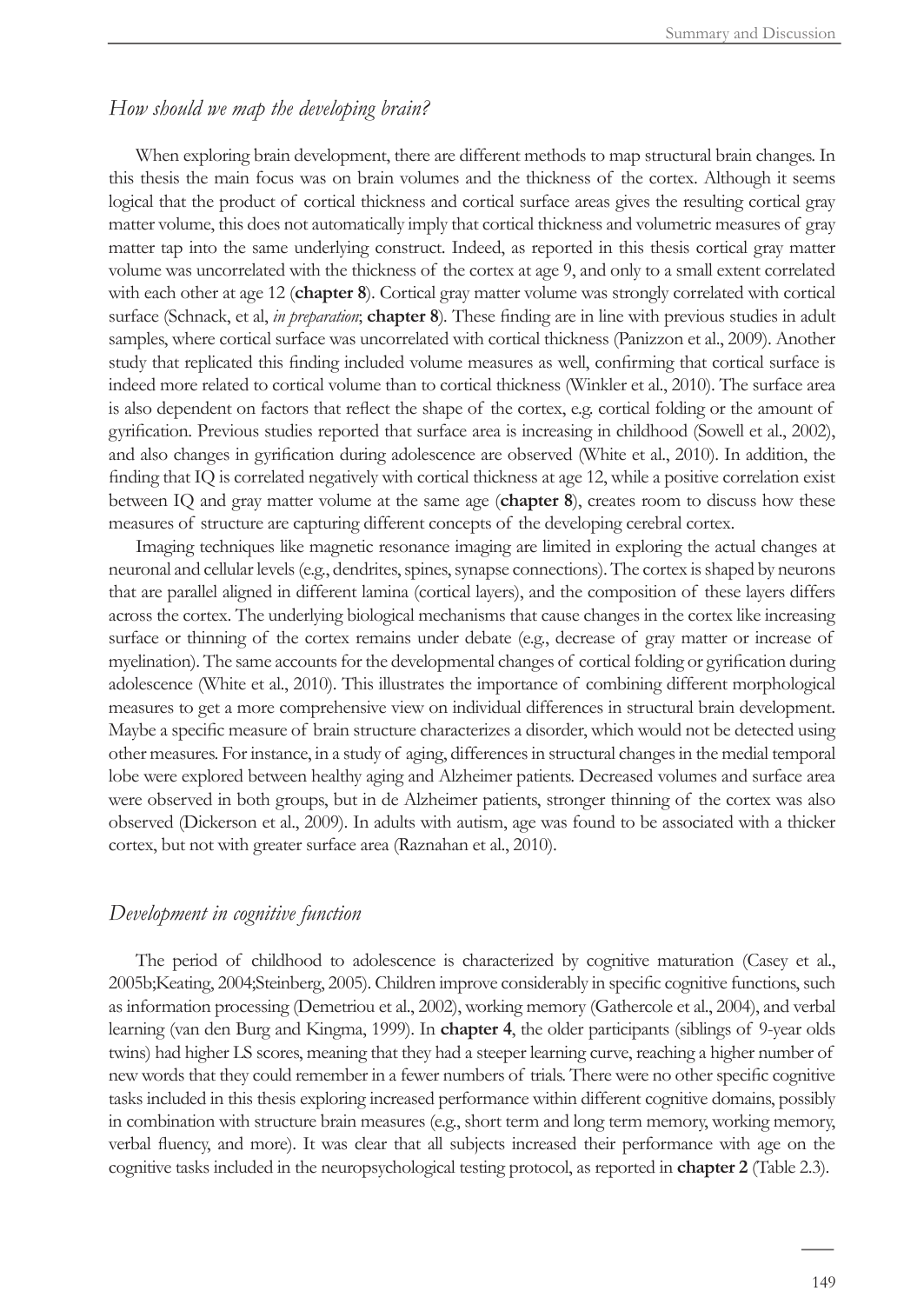## *How should we map the developing brain?*

When exploring brain development, there are different methods to map structural brain changes. In this thesis the main focus was on brain volumes and the thickness of the cortex. Although it seems logical that the product of cortical thickness and cortical surface areas gives the resulting cortical gray matter volume, this does not automatically imply that cortical thickness and volumetric measures of gray matter tap into the same underlying construct. Indeed, as reported in this thesis cortical gray matter volume was uncorrelated with the thickness of the cortex at age 9, and only to a small extent correlated with each other at age 12 (**chapter 8**). Cortical gray matter volume was strongly correlated with cortical surface (Schnack, et al, *in preparation*; **chapter 8**). These finding are in line with previous studies in adult samples, where cortical surface was uncorrelated with cortical thickness (Panizzon et al., 2009). Another study that replicated this finding included volume measures as well, confirming that cortical surface is indeed more related to cortical volume than to cortical thickness (Winkler et al., 2010). The surface area is also dependent on factors that reflect the shape of the cortex, e.g. cortical folding or the amount of gyrification. Previous studies reported that surface area is increasing in childhood (Sowell et al., 2002), and also changes in gyrification during adolescence are observed (White et al., 2010). In addition, the finding that IQ is correlated negatively with cortical thickness at age 12, while a positive correlation exist between IQ and gray matter volume at the same age (**chapter 8**), creates room to discuss how these measures of structure are capturing different concepts of the developing cerebral cortex.

Imaging techniques like magnetic resonance imaging are limited in exploring the actual changes at neuronal and cellular levels (e.g., dendrites, spines, synapse connections). The cortex is shaped by neurons that are parallel aligned in different lamina (cortical layers), and the composition of these layers differs across the cortex. The underlying biological mechanisms that cause changes in the cortex like increasing surface or thinning of the cortex remains under debate (e.g., decrease of gray matter or increase of myelination). The same accounts for the developmental changes of cortical folding or gyrification during adolescence (White et al., 2010). This illustrates the importance of combining different morphological measures to get a more comprehensive view on individual differences in structural brain development. Maybe a specific measure of brain structure characterizes a disorder, which would not be detected using other measures. For instance, in a study of aging, differences in structural changes in the medial temporal lobe were explored between healthy aging and Alzheimer patients. Decreased volumes and surface area were observed in both groups, but in de Alzheimer patients, stronger thinning of the cortex was also observed (Dickerson et al., 2009). In adults with autism, age was found to be associated with a thicker cortex, but not with greater surface area (Raznahan et al., 2010).

## *Development in cognitive function*

The period of childhood to adolescence is characterized by cognitive maturation (Casey et al., 2005b;Keating, 2004;Steinberg, 2005). Children improve considerably in specific cognitive functions, such as information processing (Demetriou et al., 2002), working memory (Gathercole et al., 2004), and verbal learning (van den Burg and Kingma, 1999). In **chapter 4**, the older participants (siblings of 9-year olds twins) had higher LS scores, meaning that they had a steeper learning curve, reaching a higher number of new words that they could remember in a fewer numbers of trials. There were no other specific cognitive tasks included in this thesis exploring increased performance within different cognitive domains, possibly in combination with structure brain measures (e.g., short term and long term memory, working memory, verbal fluency, and more). It was clear that all subjects increased their performance with age on the cognitive tasks included in the neuropsychological testing protocol, as reported in **chapter 2** (Table 2.3).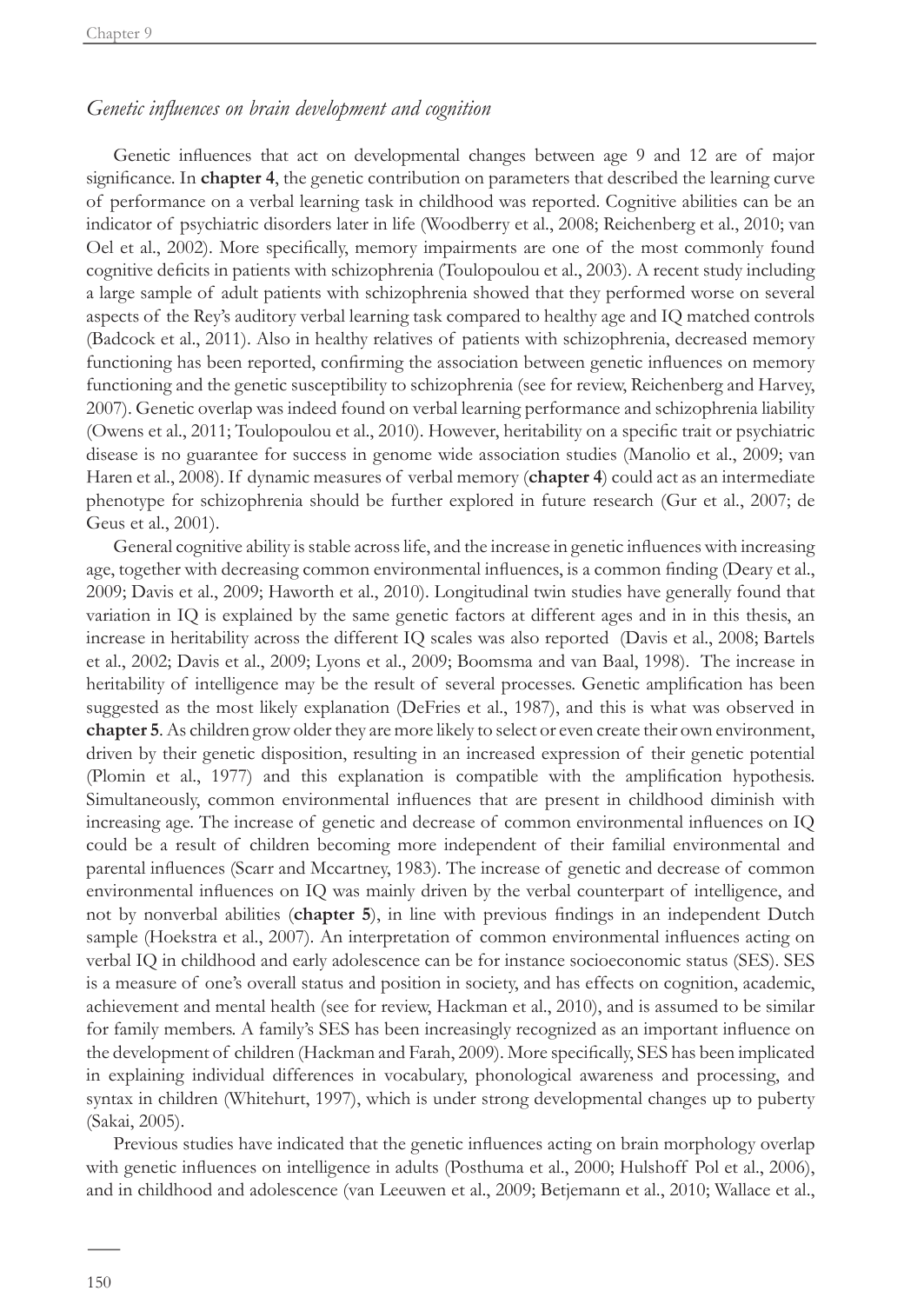*Genetic influences on brain development and cognition*

Genetic influences that act on developmental changes between age 9 and 12 are of major significance. In **chapter 4**, the genetic contribution on parameters that described the learning curve of performance on a verbal learning task in childhood was reported. Cognitive abilities can be an indicator of psychiatric disorders later in life (Woodberry et al., 2008; Reichenberg et al., 2010; van Oel et al., 2002). More specifically, memory impairments are one of the most commonly found cognitive deficits in patients with schizophrenia (Toulopoulou et al., 2003). A recent study including a large sample of adult patients with schizophrenia showed that they performed worse on several aspects of the Rey's auditory verbal learning task compared to healthy age and IQ matched controls (Badcock et al., 2011). Also in healthy relatives of patients with schizophrenia, decreased memory functioning has been reported, confirming the association between genetic influences on memory functioning and the genetic susceptibility to schizophrenia (see for review, Reichenberg and Harvey, 2007). Genetic overlap was indeed found on verbal learning performance and schizophrenia liability (Owens et al., 2011; Toulopoulou et al., 2010). However, heritability on a specific trait or psychiatric disease is no guarantee for success in genome wide association studies (Manolio et al., 2009; van Haren et al., 2008). If dynamic measures of verbal memory (**chapter 4**) could act as an intermediate phenotype for schizophrenia should be further explored in future research (Gur et al., 2007; de Geus et al., 2001).

General cognitive ability is stable across life, and the increase in genetic influences with increasing age, together with decreasing common environmental influences, is a common finding (Deary et al., 2009; Davis et al., 2009; Haworth et al., 2010). Longitudinal twin studies have generally found that variation in IQ is explained by the same genetic factors at different ages and in in this thesis, an increase in heritability across the different IQ scales was also reported (Davis et al., 2008; Bartels et al., 2002; Davis et al., 2009; Lyons et al., 2009; Boomsma and van Baal, 1998). The increase in heritability of intelligence may be the result of several processes. Genetic amplification has been suggested as the most likely explanation (DeFries et al., 1987), and this is what was observed in **chapter 5**. As children grow older they are more likely to select or even create their own environment, driven by their genetic disposition, resulting in an increased expression of their genetic potential (Plomin et al., 1977) and this explanation is compatible with the amplification hypothesis. Simultaneously, common environmental influences that are present in childhood diminish with increasing age. The increase of genetic and decrease of common environmental influences on IQ could be a result of children becoming more independent of their familial environmental and parental influences (Scarr and Mccartney, 1983). The increase of genetic and decrease of common environmental influences on IQ was mainly driven by the verbal counterpart of intelligence, and not by nonverbal abilities (**chapter 5**), in line with previous findings in an independent Dutch sample (Hoekstra et al., 2007). An interpretation of common environmental influences acting on verbal IQ in childhood and early adolescence can be for instance socioeconomic status (SES). SES is a measure of one's overall status and position in society, and has effects on cognition, academic, achievement and mental health (see for review, Hackman et al., 2010), and is assumed to be similar for family members. A family's SES has been increasingly recognized as an important influence on the development of children (Hackman and Farah, 2009). More specifically, SES has been implicated in explaining individual differences in vocabulary, phonological awareness and processing, and syntax in children (Whitehurt, 1997), which is under strong developmental changes up to puberty (Sakai, 2005).

Previous studies have indicated that the genetic influences acting on brain morphology overlap with genetic influences on intelligence in adults (Posthuma et al., 2000; Hulshoff Pol et al., 2006), and in childhood and adolescence (van Leeuwen et al., 2009; Betjemann et al., 2010; Wallace et al.,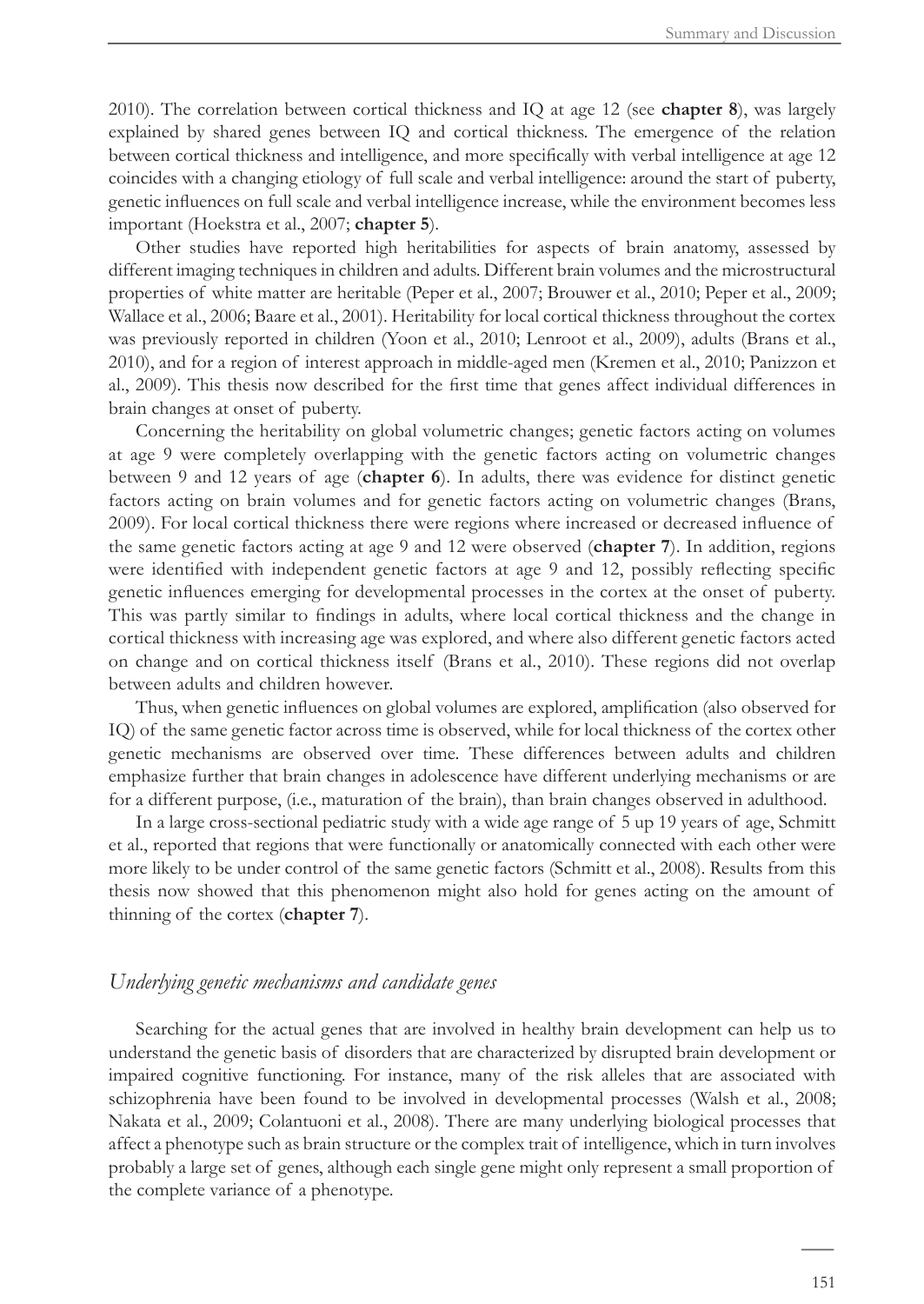2010). The correlation between cortical thickness and IQ at age 12 (see **chapter 8**), was largely explained by shared genes between IQ and cortical thickness. The emergence of the relation between cortical thickness and intelligence, and more specifically with verbal intelligence at age 12 coincides with a changing etiology of full scale and verbal intelligence: around the start of puberty, genetic influences on full scale and verbal intelligence increase, while the environment becomes less important (Hoekstra et al., 2007; **chapter 5**).

Other studies have reported high heritabilities for aspects of brain anatomy, assessed by different imaging techniques in children and adults. Different brain volumes and the microstructural properties of white matter are heritable (Peper et al., 2007; Brouwer et al., 2010; Peper et al., 2009; Wallace et al., 2006; Baare et al., 2001). Heritability for local cortical thickness throughout the cortex was previously reported in children (Yoon et al., 2010; Lenroot et al., 2009), adults (Brans et al., 2010), and for a region of interest approach in middle-aged men (Kremen et al., 2010; Panizzon et al., 2009). This thesis now described for the first time that genes affect individual differences in brain changes at onset of puberty.

Concerning the heritability on global volumetric changes; genetic factors acting on volumes at age 9 were completely overlapping with the genetic factors acting on volumetric changes between 9 and 12 years of age (**chapter 6**). In adults, there was evidence for distinct genetic factors acting on brain volumes and for genetic factors acting on volumetric changes (Brans, 2009). For local cortical thickness there were regions where increased or decreased influence of the same genetic factors acting at age 9 and 12 were observed (**chapter 7**). In addition, regions were identified with independent genetic factors at age 9 and 12, possibly reflecting specific genetic influences emerging for developmental processes in the cortex at the onset of puberty. This was partly similar to findings in adults, where local cortical thickness and the change in cortical thickness with increasing age was explored, and where also different genetic factors acted on change and on cortical thickness itself (Brans et al., 2010). These regions did not overlap between adults and children however.

Thus, when genetic influences on global volumes are explored, amplification (also observed for IQ) of the same genetic factor across time is observed, while for local thickness of the cortex other genetic mechanisms are observed over time. These differences between adults and children emphasize further that brain changes in adolescence have different underlying mechanisms or are for a different purpose, (i.e., maturation of the brain), than brain changes observed in adulthood.

In a large cross-sectional pediatric study with a wide age range of 5 up 19 years of age, Schmitt et al., reported that regions that were functionally or anatomically connected with each other were more likely to be under control of the same genetic factors (Schmitt et al., 2008). Results from this thesis now showed that this phenomenon might also hold for genes acting on the amount of thinning of the cortex (**chapter 7**).

### *Underlying genetic mechanisms and candidate genes*

Searching for the actual genes that are involved in healthy brain development can help us to understand the genetic basis of disorders that are characterized by disrupted brain development or impaired cognitive functioning. For instance, many of the risk alleles that are associated with schizophrenia have been found to be involved in developmental processes (Walsh et al., 2008; Nakata et al., 2009; Colantuoni et al., 2008). There are many underlying biological processes that affect a phenotype such as brain structure or the complex trait of intelligence, which in turn involves probably a large set of genes, although each single gene might only represent a small proportion of the complete variance of a phenotype.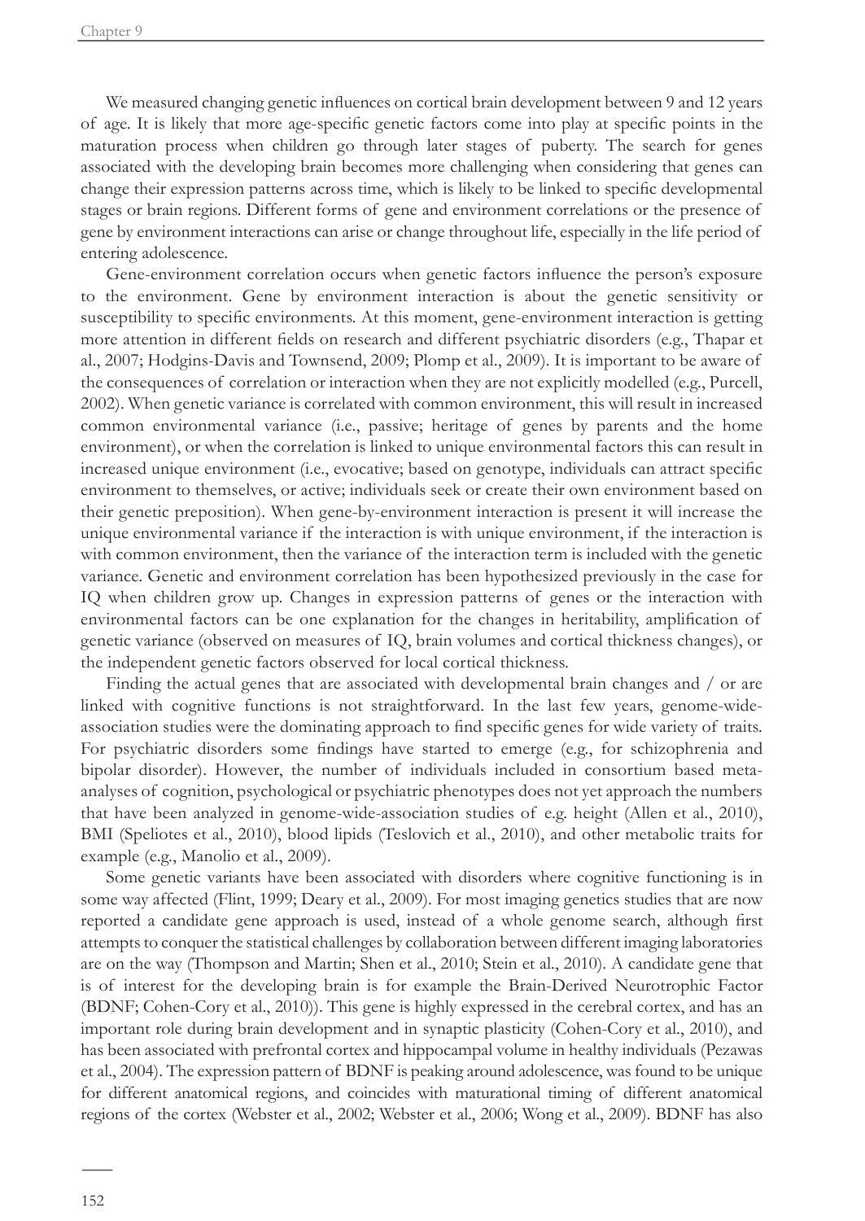We measured changing genetic influences on cortical brain development between 9 and 12 years of age. It is likely that more age-specific genetic factors come into play at specific points in the maturation process when children go through later stages of puberty. The search for genes associated with the developing brain becomes more challenging when considering that genes can change their expression patterns across time, which is likely to be linked to specific developmental stages or brain regions. Different forms of gene and environment correlations or the presence of gene by environment interactions can arise or change throughout life, especially in the life period of entering adolescence.

Gene-environment correlation occurs when genetic factors influence the person's exposure to the environment. Gene by environment interaction is about the genetic sensitivity or susceptibility to specific environments. At this moment, gene-environment interaction is getting more attention in different fields on research and different psychiatric disorders (e.g., Thapar et al., 2007; Hodgins-Davis and Townsend, 2009; Plomp et al., 2009). It is important to be aware of the consequences of correlation or interaction when they are not explicitly modelled (e.g., Purcell, 2002). When genetic variance is correlated with common environment, this will result in increased common environmental variance (i.e., passive; heritage of genes by parents and the home environment), or when the correlation is linked to unique environmental factors this can result in increased unique environment (i.e., evocative; based on genotype, individuals can attract specific environment to themselves, or active; individuals seek or create their own environment based on their genetic preposition). When gene-by-environment interaction is present it will increase the unique environmental variance if the interaction is with unique environment, if the interaction is with common environment, then the variance of the interaction term is included with the genetic variance. Genetic and environment correlation has been hypothesized previously in the case for IQ when children grow up. Changes in expression patterns of genes or the interaction with environmental factors can be one explanation for the changes in heritability, amplification of genetic variance (observed on measures of IQ, brain volumes and cortical thickness changes), or the independent genetic factors observed for local cortical thickness.

Finding the actual genes that are associated with developmental brain changes and / or are linked with cognitive functions is not straightforward. In the last few years, genome-wide-association studies were the dominating approach to find specific genes for wide variety of traits. For psychiatric disorders some findings have started to emerge (e.g., for schizophrenia and bipolar disorder). However, the number of individuals included in consortium based meta-analyses of cognition, psychological or psychiatric phenotypes does not yet approach the numbers that have been analyzed in genome-wide-association studies of e.g. height (Allen et al., 2010), BMI (Speliotes et al., 2010), blood lipids (Teslovich et al., 2010), and other metabolic traits for example (e.g., Manolio et al., 2009).

Some genetic variants have been associated with disorders where cognitive functioning is in some way affected (Flint, 1999; Deary et al., 2009). For most imaging genetics studies that are now reported a candidate gene approach is used, instead of a whole genome search, although first attempts to conquer the statistical challenges by collaboration between different imaging laboratories are on the way (Thompson and Martin; Shen et al., 2010; Stein et al., 2010). A candidate gene that is of interest for the developing brain is for example the Brain-Derived Neurotrophic Factor (BDNF; Cohen-Cory et al., 2010)). This gene is highly expressed in the cerebral cortex, and has an important role during brain development and in synaptic plasticity (Cohen-Cory et al., 2010), and has been associated with prefrontal cortex and hippocampal volume in healthy individuals (Pezawas et al., 2004). The expression pattern of BDNF is peaking around adolescence, was found to be unique for different anatomical regions, and coincides with maturational timing of different anatomical regions of the cortex (Webster et al., 2002; Webster et al., 2006; Wong et al., 2009). BDNF has also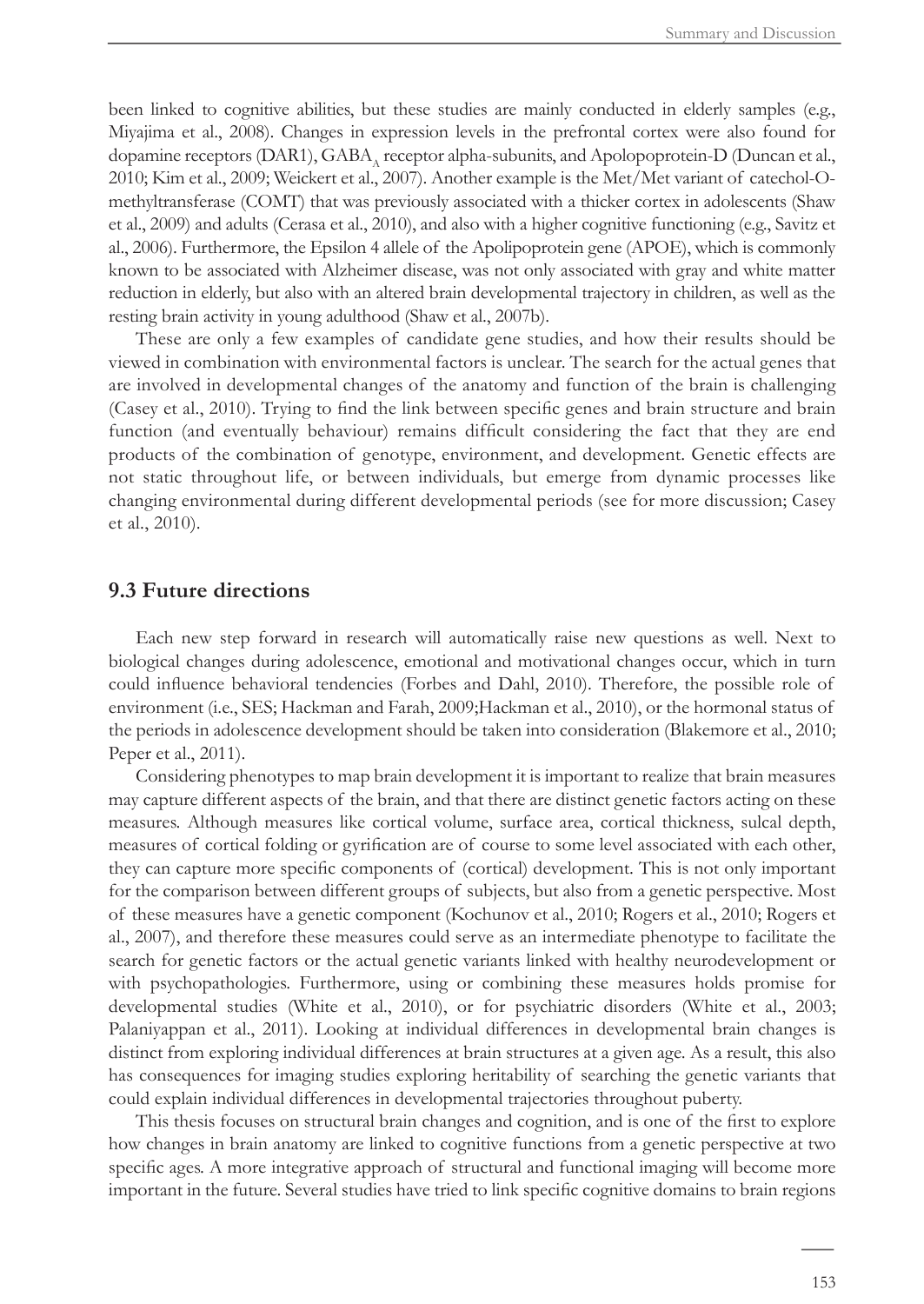been linked to cognitive abilities, but these studies are mainly conducted in elderly samples (e.g., Miyajima et al., 2008). Changes in expression levels in the prefrontal cortex were also found for dopamine receptors (DAR1), $GABA_A$ receptor alpha-subunits, and Apolopoprotein-D (Duncan et al., 2010; Kim et al., 2009; Weickert et al., 2007). Another example is the Met/Met variant of catechol-O-methyltransferase (COMT) that was previously associated with a thicker cortex in adolescents (Shaw et al., 2009) and adults (Cerasa et al., 2010), and also with a higher cognitive functioning (e.g., Savitz et al., 2006). Furthermore, the Epsilon 4 allele of the Apolipoprotein gene (APOE), which is commonly known to be associated with Alzheimer disease, was not only associated with gray and white matter reduction in elderly, but also with an altered brain developmental trajectory in children, as well as the resting brain activity in young adulthood (Shaw et al., 2007b).

These are only a few examples of candidate gene studies, and how their results should be viewed in combination with environmental factors is unclear. The search for the actual genes that are involved in developmental changes of the anatomy and function of the brain is challenging (Casey et al., 2010). Trying to find the link between specific genes and brain structure and brain function (and eventually behaviour) remains difficult considering the fact that they are end products of the combination of genotype, environment, and development. Genetic effects are not static throughout life, or between individuals, but emerge from dynamic processes like changing environmental during different developmental periods (see for more discussion; Casey et al., 2010).

## 9.3 Future directions

Each new step forward in research will automatically raise new questions as well. Next to biological changes during adolescence, emotional and motivational changes occur, which in turn could influence behavioral tendencies (Forbes and Dahl, 2010). Therefore, the possible role of environment (i.e., SES; Hackman and Farah, 2009;Hackman et al., 2010), or the hormonal status of the periods in adolescence development should be taken into consideration (Blakemore et al., 2010; Peper et al., 2011).

Considering phenotypes to map brain development it is important to realize that brain measures may capture different aspects of the brain, and that there are distinct genetic factors acting on these measures. Although measures like cortical volume, surface area, cortical thickness, sulcal depth, measures of cortical folding or gyrification are of course to some level associated with each other, they can capture more specific components of (cortical) development. This is not only important for the comparison between different groups of subjects, but also from a genetic perspective. Most of these measures have a genetic component (Kochunov et al., 2010; Rogers et al., 2010; Rogers et al., 2007), and therefore these measures could serve as an intermediate phenotype to facilitate the search for genetic factors or the actual genetic variants linked with healthy neurodevelopment or with psychopathologies. Furthermore, using or combining these measures holds promise for developmental studies (White et al., 2010), or for psychiatric disorders (White et al., 2003; Palaniyappan et al., 2011). Looking at individual differences in developmental brain changes is distinct from exploring individual differences at brain structures at a given age. As a result, this also has consequences for imaging studies exploring heritability of searching the genetic variants that could explain individual differences in developmental trajectories throughout puberty.

This thesis focuses on structural brain changes and cognition, and is one of the first to explore how changes in brain anatomy are linked to cognitive functions from a genetic perspective at two specific ages. A more integrative approach of structural and functional imaging will become more important in the future. Several studies have tried to link specific cognitive domains to brain regions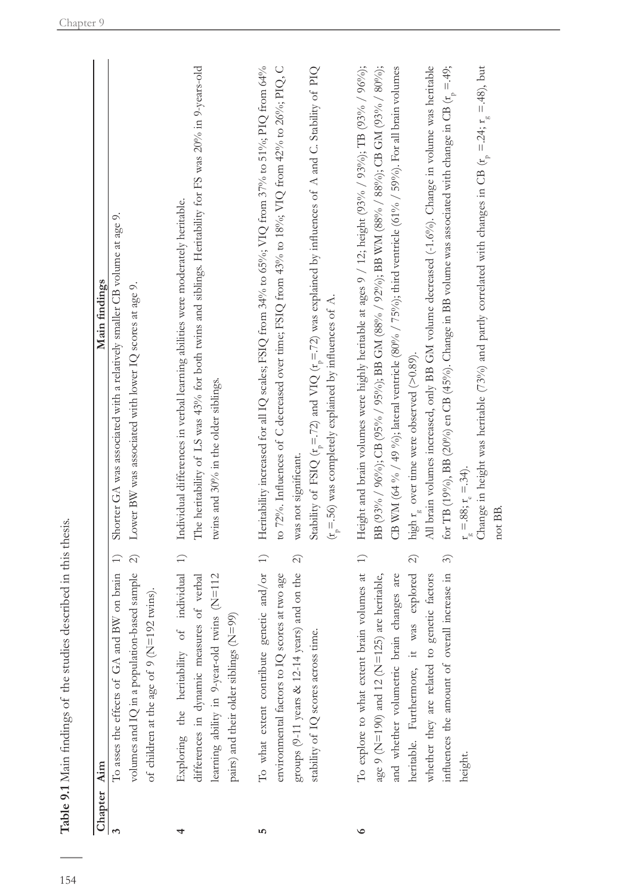**Table 9.1** Main findings of the studies described in this thesis.

| Chapter | Aim | Main findings |
|---|---|---|
| **3** | To asses the effects of GA and BW on brain volumes and IQ in a population-based sample of children at the age of 9 (N=192 twins). | 1) Shorter GA was associated with a relatively smaller CB volume at age 9.<br>2) Lower BW was associated with lower IQ scores at age 9. |
| **4** | Exploring the heritability of individual differences in dynamic measures of verbal learning ability in 9-year-old twins (N=112 pairs) and their older siblings (N=99) | 1) Individual differences in verbal learning abilities were moderately heritable.<br>The heritability of LS was 43% for both twins and siblings. Heritability for FS was 20% in 9-years-old twins and 30% in the older siblings. |
| **5** | To what extent contribute genetic and/or environmental factors to IQ scores at two age groups (9-11 years & 12-14 years) and on the stability of IQ scores across time. | 1) Heritability increased for all IQ scales; FSIQ from 34% to 65%; VIQ from 37% to 51%; PIQ from 64% to 72%. Influences of C decreased over time; FSIQ from 43% to 18%; VIQ from 42% to 26%; PIQ, C was not significant.<br>2) Stability of FSIQ ($r_p$=.72) and VIQ ($r_p$=.72) was explained by influences of A and C. Stability of PIQ ($r_p$=.56) was completely explained by influences of A. |
| **6** | To explore to what extent brain volumes at age 9 (N=190) and 12 (N=125) are heritable, and whether volumetric brain changes are heritable. Furthermore, it was explored whether they are related to genetic factors influences the amount of overall increase in height. | 1) Height and brain volumes were highly heritable at ages 9 / 12; height (93% / 93%); TB (93% / 96%); BB (93% / 96%); CB (95% / 95%); BB GM (88% / 92%); BB WM (88% / 88%); CB GM (93% / 80%); CB WM (64 % / 49 %); lateral ventricle (80% / 75%); third ventricle (61% / 59%). For all brain volumes high $r_g$ over time were observed (>0.89).<br>2) All brain volumes increased, only BB GM volume decreased (-1.6%). Change in volume was heritable for TB (19%), BB (20%) en CB (45%). Change in BB volume was associated with change in CB ($r_p$ =.49; $r_g$ =.88; $r_e$ =.34).<br>3) Change in height was heritable (73%) and partly correlated with changes in CB ($r_p$ =.24; $r_g$ =.48), but not BB. |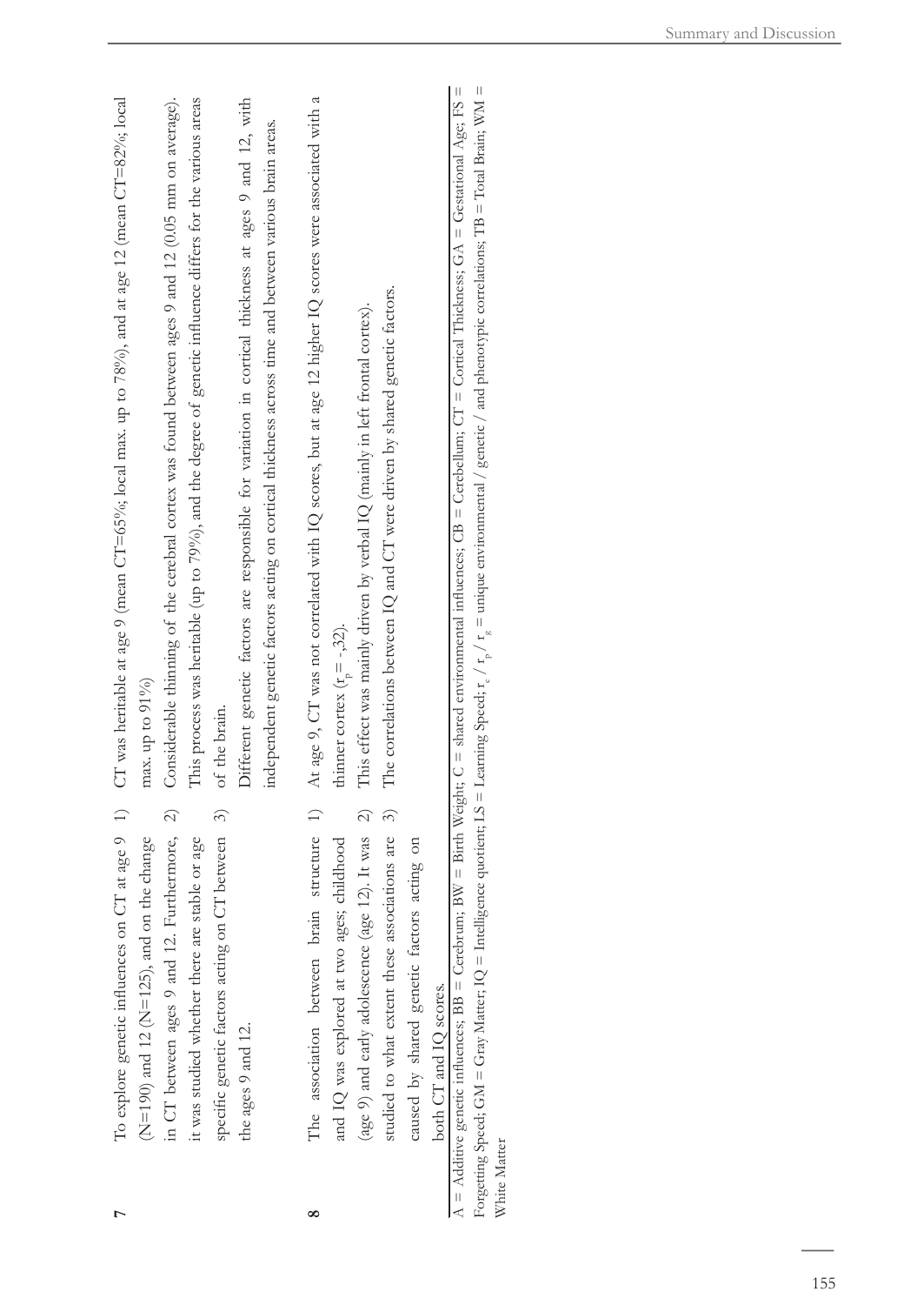| | | |
|---|---|---|
| **7** | To explore genetic influences on CT at age 9 (N=190) and 12 (N=125), and on the change in CT between ages 9 and 12. Furthermore, it was studied whether there are stable or age specific genetic factors acting on CT between the ages 9 and 12. | 1) CT was heritable at age 9 (mean CT=65%; local max. up to 78%), and at age 12 (mean CT=82%; local max. up to 91%)<br>2) Considerable thinning of the cerebral cortex was found between ages 9 and 12 (0.05 mm on average). This process was heritable (up to 79%), and the degree of genetic influence differs for the various areas of the brain.<br>3) Different genetic factors are responsible for variation in cortical thickness at ages 9 and 12, with independent genetic factors acting on cortical thickness across time and between various brain areas. |
| **8** | The association between brain structure and IQ was explored at two ages; childhood (age 9) and early adolescence (age 12). It was studied to what extent these associations are caused by shared genetic factors acting on both CT and IQ scores. | 1) At age 9, CT was not correlated with IQ scores, but at age 12 higher IQ scores were associated with a thinner cortex ($r_p$ = -.32).<br>2) This effect was mainly driven by verbal IQ (mainly in left frontal cortex).<br>3) The correlations between IQ and CT were driven by shared genetic factors. |

A = Additive genetic influences; BB = Cerebrum; BW = Birth Weight; C = shared environmental influences; CB = Cerebellum; CT = Cortical Thickness; GA = Gestational Age; FS = Forgetting Speed; GM = Gray Matter; IQ = Intelligence quotient; LS = Learning Speed; $r_e$ / $r_p$ / $r_g$ = unique environmental / genetic / and phenotypic correlations; TB = Total Brain; WM = White Matter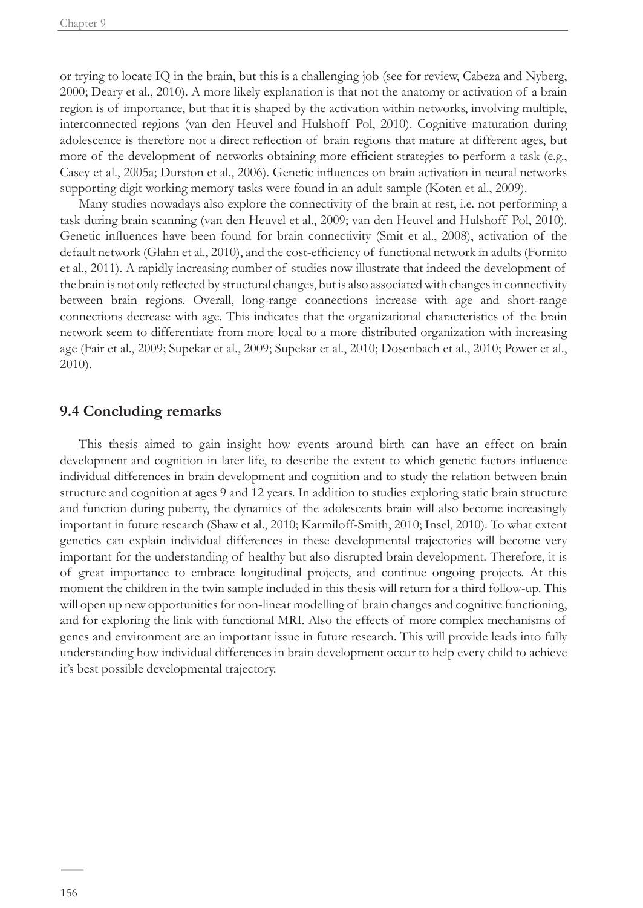or trying to locate IQ in the brain, but this is a challenging job (see for review, Cabeza and Nyberg, 2000; Deary et al., 2010). A more likely explanation is that not the anatomy or activation of a brain region is of importance, but that it is shaped by the activation within networks, involving multiple, interconnected regions (van den Heuvel and Hulshoff Pol, 2010). Cognitive maturation during adolescence is therefore not a direct reflection of brain regions that mature at different ages, but more of the development of networks obtaining more efficient strategies to perform a task (e.g., Casey et al., 2005a; Durston et al., 2006). Genetic influences on brain activation in neural networks supporting digit working memory tasks were found in an adult sample (Koten et al., 2009).

Many studies nowadays also explore the connectivity of the brain at rest, i.e. not performing a task during brain scanning (van den Heuvel et al., 2009; van den Heuvel and Hulshoff Pol, 2010). Genetic influences have been found for brain connectivity (Smit et al., 2008), activation of the default network (Glahn et al., 2010), and the cost-efficiency of functional network in adults (Fornito et al., 2011). A rapidly increasing number of studies now illustrate that indeed the development of the brain is not only reflected by structural changes, but is also associated with changes in connectivity between brain regions. Overall, long-range connections increase with age and short-range connections decrease with age. This indicates that the organizational characteristics of the brain network seem to differentiate from more local to a more distributed organization with increasing age (Fair et al., 2009; Supekar et al., 2009; Supekar et al., 2010; Dosenbach et al., 2010; Power et al., 2010).

## 9.4 Concluding remarks

This thesis aimed to gain insight how events around birth can have an effect on brain development and cognition in later life, to describe the extent to which genetic factors influence individual differences in brain development and cognition and to study the relation between brain structure and cognition at ages 9 and 12 years. In addition to studies exploring static brain structure and function during puberty, the dynamics of the adolescents brain will also become increasingly important in future research (Shaw et al., 2010; Karmiloff-Smith, 2010; Insel, 2010). To what extent genetics can explain individual differences in these developmental trajectories will become very important for the understanding of healthy but also disrupted brain development. Therefore, it is of great importance to embrace longitudinal projects, and continue ongoing projects. At this moment the children in the twin sample included in this thesis will return for a third follow-up. This will open up new opportunities for non-linear modelling of brain changes and cognitive functioning, and for exploring the link with functional MRI. Also the effects of more complex mechanisms of genes and environment are an important issue in future research. This will provide leads into fully understanding how individual differences in brain development occur to help every child to achieve it's best possible developmental trajectory.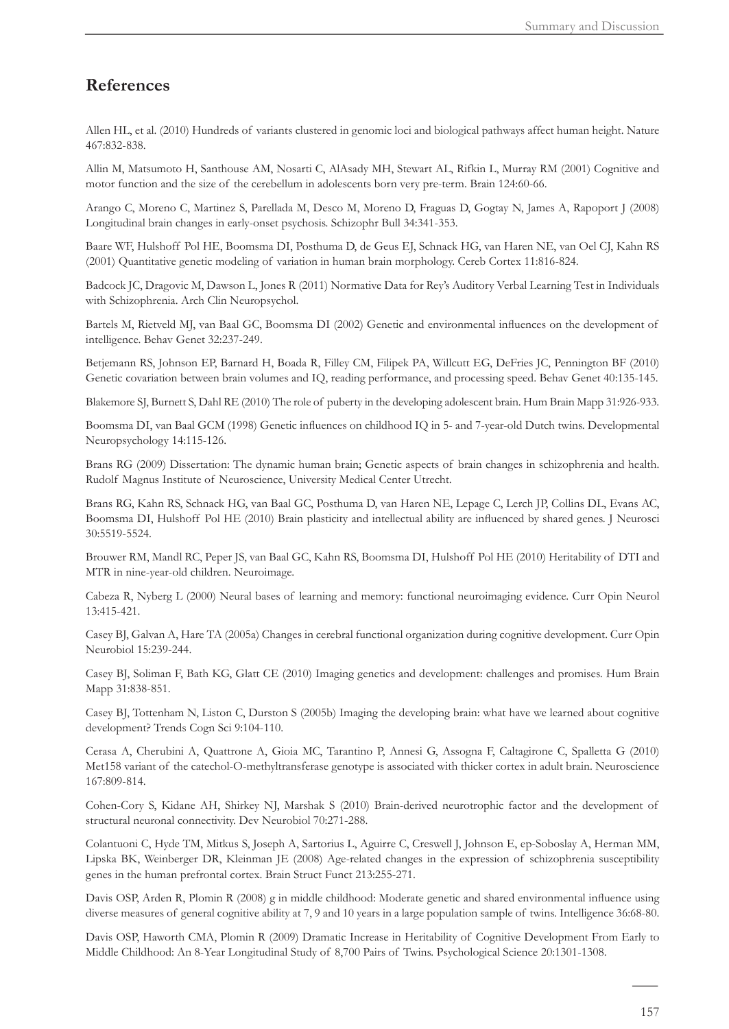## References

Allen HL, et al. (2010) Hundreds of variants clustered in genomic loci and biological pathways affect human height. Nature 467:832-838.

Allin M, Matsumoto H, Santhouse AM, Nosarti C, AlAsady MH, Stewart AL, Rifkin L, Murray RM (2001) Cognitive and motor function and the size of the cerebellum in adolescents born very pre-term. Brain 124:60-66.

Arango C, Moreno C, Martinez S, Parellada M, Desco M, Moreno D, Fraguas D, Gogtay N, James A, Rapoport J (2008) Longitudinal brain changes in early-onset psychosis. Schizophr Bull 34:341-353.

Baare WF, Hulshoff Pol HE, Boomsma DI, Posthuma D, de Geus EJ, Schnack HG, van Haren NE, van Oel CJ, Kahn RS (2001) Quantitative genetic modeling of variation in human brain morphology. Cereb Cortex 11:816-824.

Badcock JC, Dragovic M, Dawson L, Jones R (2011) Normative Data for Rey's Auditory Verbal Learning Test in Individuals with Schizophrenia. Arch Clin Neuropsychol.

Bartels M, Rietveld MJ, van Baal GC, Boomsma DI (2002) Genetic and environmental influences on the development of intelligence. Behav Genet 32:237-249.

Betjemann RS, Johnson EP, Barnard H, Boada R, Filley CM, Filipek PA, Willcutt EG, DeFries JC, Pennington BF (2010) Genetic covariation between brain volumes and IQ, reading performance, and processing speed. Behav Genet 40:135-145.

Blakemore SJ, Burnett S, Dahl RE (2010) The role of puberty in the developing adolescent brain. Hum Brain Mapp 31:926-933.

Boomsma DI, van Baal GCM (1998) Genetic influences on childhood IQ in 5- and 7-year-old Dutch twins. Developmental Neuropsychology 14:115-126.

Brans RG (2009) Dissertation: The dynamic human brain; Genetic aspects of brain changes in schizophrenia and health. Rudolf Magnus Institute of Neuroscience, University Medical Center Utrecht.

Brans RG, Kahn RS, Schnack HG, van Baal GC, Posthuma D, van Haren NE, Lepage C, Lerch JP, Collins DL, Evans AC, Boomsma DI, Hulshoff Pol HE (2010) Brain plasticity and intellectual ability are influenced by shared genes. J Neurosci 30:5519-5524.

Brouwer RM, Mandl RC, Peper JS, van Baal GC, Kahn RS, Boomsma DI, Hulshoff Pol HE (2010) Heritability of DTI and MTR in nine-year-old children. Neuroimage.

Cabeza R, Nyberg L (2000) Neural bases of learning and memory: functional neuroimaging evidence. Curr Opin Neurol 13:415-421.

Casey BJ, Galvan A, Hare TA (2005a) Changes in cerebral functional organization during cognitive development. Curr Opin Neurobiol 15:239-244.

Casey BJ, Soliman F, Bath KG, Glatt CE (2010) Imaging genetics and development: challenges and promises. Hum Brain Mapp 31:838-851.

Casey BJ, Tottenham N, Liston C, Durston S (2005b) Imaging the developing brain: what have we learned about cognitive development? Trends Cogn Sci 9:104-110.

Cerasa A, Cherubini A, Quattrone A, Gioia MC, Tarantino P, Annesi G, Assogna F, Caltagirone C, Spalletta G (2010) Met158 variant of the catechol-O-methyltransferase genotype is associated with thicker cortex in adult brain. Neuroscience 167:809-814.

Cohen-Cory S, Kidane AH, Shirkey NJ, Marshak S (2010) Brain-derived neurotrophic factor and the development of structural neuronal connectivity. Dev Neurobiol 70:271-288.

Colantuoni C, Hyde TM, Mitkus S, Joseph A, Sartorius L, Aguirre C, Creswell J, Johnson E, ep-Soboslay A, Herman MM, Lipska BK, Weinberger DR, Kleinman JE (2008) Age-related changes in the expression of schizophrenia susceptibility genes in the human prefrontal cortex. Brain Struct Funct 213:255-271.

Davis OSP, Arden R, Plomin R (2008) g in middle childhood: Moderate genetic and shared environmental influence using diverse measures of general cognitive ability at 7, 9 and 10 years in a large population sample of twins. Intelligence 36:68-80.

Davis OSP, Haworth CMA, Plomin R (2009) Dramatic Increase in Heritability of Cognitive Development From Early to Middle Childhood: An 8-Year Longitudinal Study of 8,700 Pairs of Twins. Psychological Science 20:1301-1308.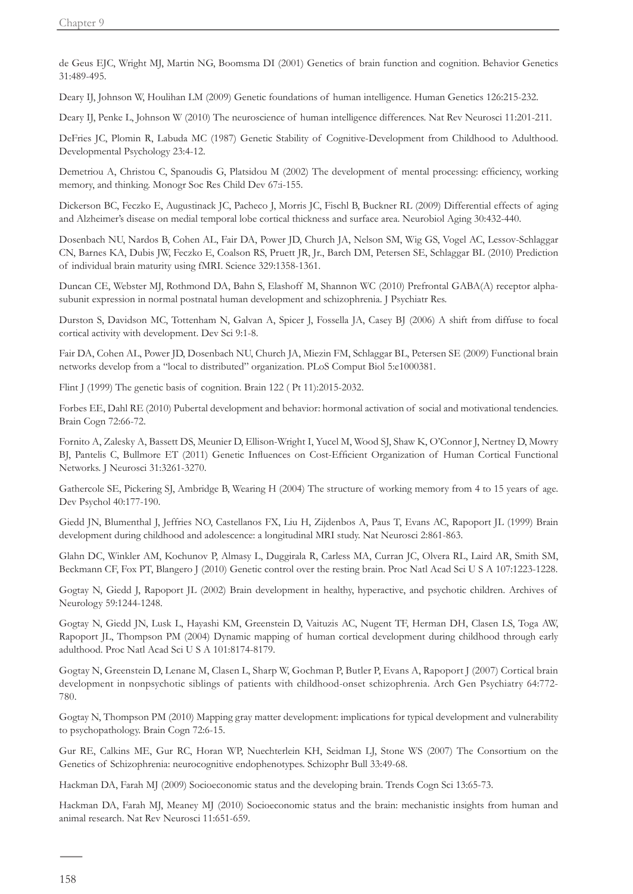de Geus EJC, Wright MJ, Martin NG, Boomsma DI (2001) Genetics of brain function and cognition. Behavior Genetics 31:489-495.

Deary IJ, Johnson W, Houlihan LM (2009) Genetic foundations of human intelligence. Human Genetics 126:215-232.

Deary IJ, Penke L, Johnson W (2010) The neuroscience of human intelligence differences. Nat Rev Neurosci 11:201-211.

DeFries JC, Plomin R, Labuda MC (1987) Genetic Stability of Cognitive-Development from Childhood to Adulthood. Developmental Psychology 23:4-12.

Demetriou A, Christou C, Spanoudis G, Platsidou M (2002) The development of mental processing: efficiency, working memory, and thinking. Monogr Soc Res Child Dev 67:i-155.

Dickerson BC, Feczko E, Augustinack JC, Pacheco J, Morris JC, Fischl B, Buckner RL (2009) Differential effects of aging and Alzheimer's disease on medial temporal lobe cortical thickness and surface area. Neurobiol Aging 30:432-440.

Dosenbach NU, Nardos B, Cohen AL, Fair DA, Power JD, Church JA, Nelson SM, Wig GS, Vogel AC, Lessov-Schlaggar CN, Barnes KA, Dubis JW, Feczko E, Coalson RS, Pruett JR, Jr., Barch DM, Petersen SE, Schlaggar BL (2010) Prediction of individual brain maturity using fMRI. Science 329:1358-1361.

Duncan CE, Webster MJ, Rothmond DA, Bahn S, Elashoff M, Shannon WC (2010) Prefrontal GABA(A) receptor alpha-subunit expression in normal postnatal human development and schizophrenia. J Psychiatr Res.

Durston S, Davidson MC, Tottenham N, Galvan A, Spicer J, Fossella JA, Casey BJ (2006) A shift from diffuse to focal cortical activity with development. Dev Sci 9:1-8.

Fair DA, Cohen AL, Power JD, Dosenbach NU, Church JA, Miezin FM, Schlaggar BL, Petersen SE (2009) Functional brain networks develop from a "local to distributed" organization. PLoS Comput Biol 5:e1000381.

Flint J (1999) The genetic basis of cognition. Brain 122 ( Pt 11):2015-2032.

Forbes EE, Dahl RE (2010) Pubertal development and behavior: hormonal activation of social and motivational tendencies. Brain Cogn 72:66-72.

Fornito A, Zalesky A, Bassett DS, Meunier D, Ellison-Wright I, Yucel M, Wood SJ, Shaw K, O'Connor J, Nertney D, Mowry BJ, Pantelis C, Bullmore ET (2011) Genetic Influences on Cost-Efficient Organization of Human Cortical Functional Networks. J Neurosci 31:3261-3270.

Gathercole SE, Pickering SJ, Ambridge B, Wearing H (2004) The structure of working memory from 4 to 15 years of age. Dev Psychol 40:177-190.

Giedd JN, Blumenthal J, Jeffries NO, Castellanos FX, Liu H, Zijdenbos A, Paus T, Evans AC, Rapoport JL (1999) Brain development during childhood and adolescence: a longitudinal MRI study. Nat Neurosci 2:861-863.

Glahn DC, Winkler AM, Kochunov P, Almasy L, Duggirala R, Carless MA, Curran JC, Olvera RL, Laird AR, Smith SM, Beckmann CF, Fox PT, Blangero J (2010) Genetic control over the resting brain. Proc Natl Acad Sci U S A 107:1223-1228.

Gogtay N, Giedd J, Rapoport JL (2002) Brain development in healthy, hyperactive, and psychotic children. Archives of Neurology 59:1244-1248.

Gogtay N, Giedd JN, Lusk L, Hayashi KM, Greenstein D, Vaituzis AC, Nugent TF, Herman DH, Clasen LS, Toga AW, Rapoport JL, Thompson PM (2004) Dynamic mapping of human cortical development during childhood through early adulthood. Proc Natl Acad Sci U S A 101:8174-8179.

Gogtay N, Greenstein D, Lenane M, Clasen L, Sharp W, Gochman P, Butler P, Evans A, Rapoport J (2007) Cortical brain development in nonpsychotic siblings of patients with childhood-onset schizophrenia. Arch Gen Psychiatry 64:772-780.

Gogtay N, Thompson PM (2010) Mapping gray matter development: implications for typical development and vulnerability to psychopathology. Brain Cogn 72:6-15.

Gur RE, Calkins ME, Gur RC, Horan WP, Nuechterlein KH, Seidman LJ, Stone WS (2007) The Consortium on the Genetics of Schizophrenia: neurocognitive endophenotypes. Schizophr Bull 33:49-68.

Hackman DA, Farah MJ (2009) Socioeconomic status and the developing brain. Trends Cogn Sci 13:65-73.

Hackman DA, Farah MJ, Meaney MJ (2010) Socioeconomic status and the brain: mechanistic insights from human and animal research. Nat Rev Neurosci 11:651-659.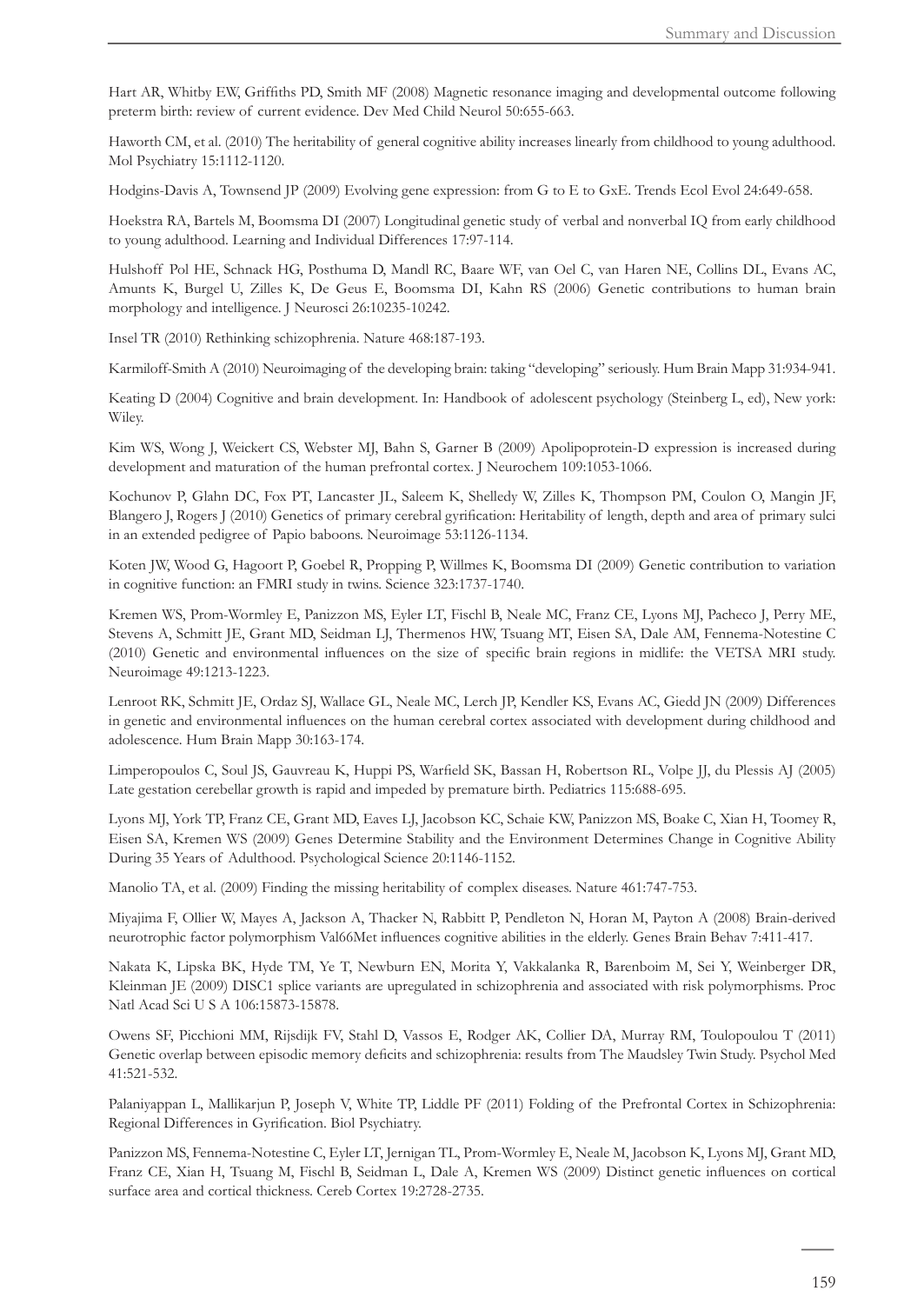Hart AR, Whitby EW, Griffiths PD, Smith MF (2008) Magnetic resonance imaging and developmental outcome following preterm birth: review of current evidence. Dev Med Child Neurol 50:655-663.

Haworth CM, et al. (2010) The heritability of general cognitive ability increases linearly from childhood to young adulthood. Mol Psychiatry 15:1112-1120.

Hodgins-Davis A, Townsend JP (2009) Evolving gene expression: from G to E to GxE. Trends Ecol Evol 24:649-658.

Hoekstra RA, Bartels M, Boomsma DI (2007) Longitudinal genetic study of verbal and nonverbal IQ from early childhood to young adulthood. Learning and Individual Differences 17:97-114.

Hulshoff Pol HE, Schnack HG, Posthuma D, Mandl RC, Baare WF, van Oel C, van Haren NE, Collins DL, Evans AC, Amunts K, Burgel U, Zilles K, De Geus E, Boomsma DI, Kahn RS (2006) Genetic contributions to human brain morphology and intelligence. J Neurosci 26:10235-10242.

Insel TR (2010) Rethinking schizophrenia. Nature 468:187-193.

Karmiloff-Smith A (2010) Neuroimaging of the developing brain: taking "developing" seriously. Hum Brain Mapp 31:934-941.

Keating D (2004) Cognitive and brain development. In: Handbook of adolescent psychology (Steinberg L, ed), New york: Wiley.

Kim WS, Wong J, Weickert CS, Webster MJ, Bahn S, Garner B (2009) Apolipoprotein-D expression is increased during development and maturation of the human prefrontal cortex. J Neurochem 109:1053-1066.

Kochunov P, Glahn DC, Fox PT, Lancaster JL, Saleem K, Shelledy W, Zilles K, Thompson PM, Coulon O, Mangin JF, Blangero J, Rogers J (2010) Genetics of primary cerebral gyrification: Heritability of length, depth and area of primary sulci in an extended pedigree of Papio baboons. Neuroimage 53:1126-1134.

Koten JW, Wood G, Hagoort P, Goebel R, Propping P, Willmes K, Boomsma DI (2009) Genetic contribution to variation in cognitive function: an FMRI study in twins. Science 323:1737-1740.

Kremen WS, Prom-Wormley E, Panizzon MS, Eyler LT, Fischl B, Neale MC, Franz CE, Lyons MJ, Pacheco J, Perry ME, Stevens A, Schmitt JE, Grant MD, Seidman LJ, Thermenos HW, Tsuang MT, Eisen SA, Dale AM, Fennema-Notestine C (2010) Genetic and environmental influences on the size of specific brain regions in midlife: the VETSA MRI study. Neuroimage 49:1213-1223.

Lenroot RK, Schmitt JE, Ordaz SJ, Wallace GL, Neale MC, Lerch JP, Kendler KS, Evans AC, Giedd JN (2009) Differences in genetic and environmental influences on the human cerebral cortex associated with development during childhood and adolescence. Hum Brain Mapp 30:163-174.

Limperopoulos C, Soul JS, Gauvreau K, Huppi PS, Warfield SK, Bassan H, Robertson RL, Volpe JJ, du Plessis AJ (2005) Late gestation cerebellar growth is rapid and impeded by premature birth. Pediatrics 115:688-695.

Lyons MJ, York TP, Franz CE, Grant MD, Eaves LJ, Jacobson KC, Schaie KW, Panizzon MS, Boake C, Xian H, Toomey R, Eisen SA, Kremen WS (2009) Genes Determine Stability and the Environment Determines Change in Cognitive Ability During 35 Years of Adulthood. Psychological Science 20:1146-1152.

Manolio TA, et al. (2009) Finding the missing heritability of complex diseases. Nature 461:747-753.

Miyajima F, Ollier W, Mayes A, Jackson A, Thacker N, Rabbitt P, Pendleton N, Horan M, Payton A (2008) Brain-derived neurotrophic factor polymorphism Val66Met influences cognitive abilities in the elderly. Genes Brain Behav 7:411-417.

Nakata K, Lipska BK, Hyde TM, Ye T, Newburn EN, Morita Y, Vakkalanka R, Barenboim M, Sei Y, Weinberger DR, Kleinman JE (2009) DISC1 splice variants are upregulated in schizophrenia and associated with risk polymorphisms. Proc Natl Acad Sci U S A 106:15873-15878.

Owens SF, Picchioni MM, Rijsdijk FV, Stahl D, Vassos E, Rodger AK, Collier DA, Murray RM, Toulopoulou T (2011) Genetic overlap between episodic memory deficits and schizophrenia: results from The Maudsley Twin Study. Psychol Med 41:521-532.

Palaniyappan L, Mallikarjun P, Joseph V, White TP, Liddle PF (2011) Folding of the Prefrontal Cortex in Schizophrenia: Regional Differences in Gyrification. Biol Psychiatry.

Panizzon MS, Fennema-Notestine C, Eyler LT, Jernigan TL, Prom-Wormley E, Neale M, Jacobson K, Lyons MJ, Grant MD, Franz CE, Xian H, Tsuang M, Fischl B, Seidman L, Dale A, Kremen WS (2009) Distinct genetic influences on cortical surface area and cortical thickness. Cereb Cortex 19:2728-2735.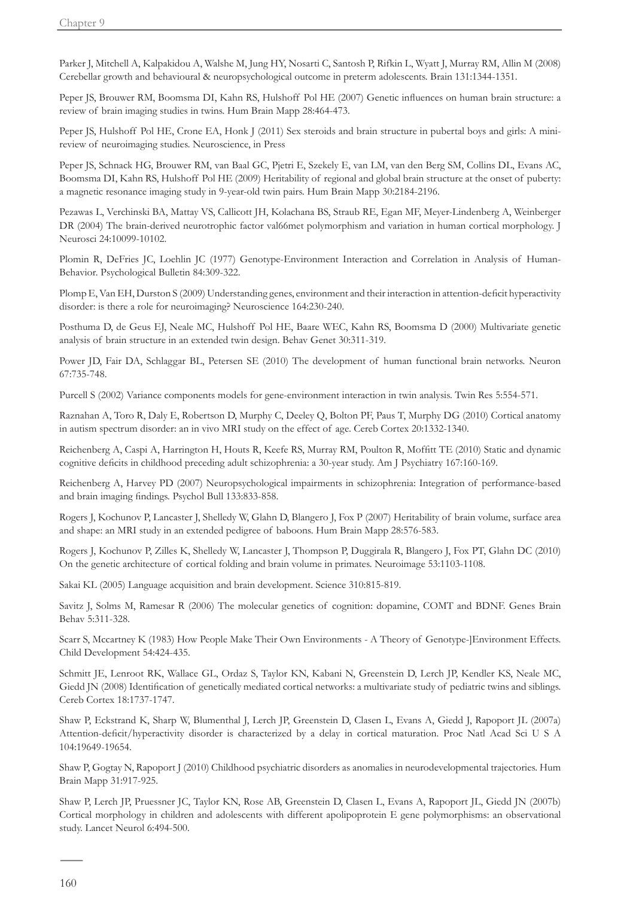Parker J, Mitchell A, Kalpakidou A, Walshe M, Jung HY, Nosarti C, Santosh P, Rifkin L, Wyatt J, Murray RM, Allin M (2008) Cerebellar growth and behavioural & neuropsychological outcome in preterm adolescents. Brain 131:1344-1351.

Peper JS, Brouwer RM, Boomsma DI, Kahn RS, Hulshoff Pol HE (2007) Genetic influences on human brain structure: a review of brain imaging studies in twins. Hum Brain Mapp 28:464-473.

Peper JS, Hulshoff Pol HE, Crone EA, Honk J (2011) Sex steroids and brain structure in pubertal boys and girls: A mini-review of neuroimaging studies. Neuroscience, in Press

Peper JS, Schnack HG, Brouwer RM, van Baal GC, Pjetri E, Szekely E, van LM, van den Berg SM, Collins DL, Evans AC, Boomsma DI, Kahn RS, Hulshoff Pol HE (2009) Heritability of regional and global brain structure at the onset of puberty: a magnetic resonance imaging study in 9-year-old twin pairs. Hum Brain Mapp 30:2184-2196.

Pezawas L, Verchinski BA, Mattay VS, Callicott JH, Kolachana BS, Straub RE, Egan MF, Meyer-Lindenberg A, Weinberger DR (2004) The brain-derived neurotrophic factor val66met polymorphism and variation in human cortical morphology. J Neurosci 24:10099-10102.

Plomin R, DeFries JC, Loehlin JC (1977) Genotype-Environment Interaction and Correlation in Analysis of Human-Behavior. Psychological Bulletin 84:309-322.

Plomp E, Van EH, Durston S (2009) Understanding genes, environment and their interaction in attention-deficit hyperactivity disorder: is there a role for neuroimaging? Neuroscience 164:230-240.

Posthuma D, de Geus EJ, Neale MC, Hulshoff Pol HE, Baare WEC, Kahn RS, Boomsma D (2000) Multivariate genetic analysis of brain structure in an extended twin design. Behav Genet 30:311-319.

Power JD, Fair DA, Schlaggar BL, Petersen SE (2010) The development of human functional brain networks. Neuron 67:735-748.

Purcell S (2002) Variance components models for gene-environment interaction in twin analysis. Twin Res 5:554-571.

Raznahan A, Toro R, Daly E, Robertson D, Murphy C, Deeley Q, Bolton PF, Paus T, Murphy DG (2010) Cortical anatomy in autism spectrum disorder: an in vivo MRI study on the effect of age. Cereb Cortex 20:1332-1340.

Reichenberg A, Caspi A, Harrington H, Houts R, Keefe RS, Murray RM, Poulton R, Moffitt TE (2010) Static and dynamic cognitive deficits in childhood preceding adult schizophrenia: a 30-year study. Am J Psychiatry 167:160-169.

Reichenberg A, Harvey PD (2007) Neuropsychological impairments in schizophrenia: Integration of performance-based and brain imaging findings. Psychol Bull 133:833-858.

Rogers J, Kochunov P, Lancaster J, Shelledy W, Glahn D, Blangero J, Fox P (2007) Heritability of brain volume, surface area and shape: an MRI study in an extended pedigree of baboons. Hum Brain Mapp 28:576-583.

Rogers J, Kochunov P, Zilles K, Shelledy W, Lancaster J, Thompson P, Duggirala R, Blangero J, Fox PT, Glahn DC (2010) On the genetic architecture of cortical folding and brain volume in primates. Neuroimage 53:1103-1108.

Sakai KL (2005) Language acquisition and brain development. Science 310:815-819.

Savitz J, Solms M, Ramesar R (2006) The molecular genetics of cognition: dopamine, COMT and BDNF. Genes Brain Behav 5:311-328.

Scarr S, Mccartney K (1983) How People Make Their Own Environments - A Theory of Genotype-]Environment Effects. Child Development 54:424-435.

Schmitt JE, Lenroot RK, Wallace GL, Ordaz S, Taylor KN, Kabani N, Greenstein D, Lerch JP, Kendler KS, Neale MC, Giedd JN (2008) Identification of genetically mediated cortical networks: a multivariate study of pediatric twins and siblings. Cereb Cortex 18:1737-1747.

Shaw P, Eckstrand K, Sharp W, Blumenthal J, Lerch JP, Greenstein D, Clasen L, Evans A, Giedd J, Rapoport JL (2007a) Attention-deficit/hyperactivity disorder is characterized by a delay in cortical maturation. Proc Natl Acad Sci U S A 104:19649-19654.

Shaw P, Gogtay N, Rapoport J (2010) Childhood psychiatric disorders as anomalies in neurodevelopmental trajectories. Hum Brain Mapp 31:917-925.

Shaw P, Lerch JP, Pruessner JC, Taylor KN, Rose AB, Greenstein D, Clasen L, Evans A, Rapoport JL, Giedd JN (2007b) Cortical morphology in children and adolescents with different apolipoprotein E gene polymorphisms: an observational study. Lancet Neurol 6:494-500.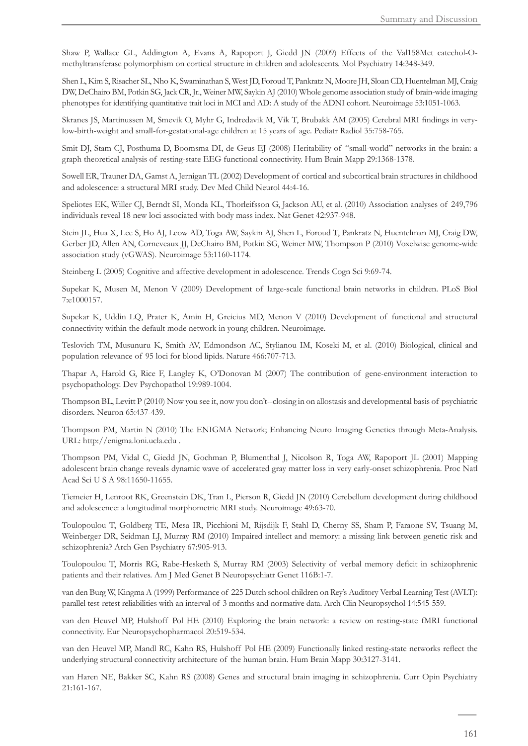Shaw P, Wallace GL, Addington A, Evans A, Rapoport J, Giedd JN (2009) Effects of the Val158Met catechol-O-methyltransferase polymorphism on cortical structure in children and adolescents. Mol Psychiatry 14:348-349.

Shen L, Kim S, Risacher SL, Nho K, Swaminathan S, West JD, Foroud T, Pankratz N, Moore JH, Sloan CD, Huentelman MJ, Craig DW, DeChairo BM, Potkin SG, Jack CR, Jr., Weiner MW, Saykin AJ (2010) Whole genome association study of brain-wide imaging phenotypes for identifying quantitative trait loci in MCI and AD: A study of the ADNI cohort. Neuroimage 53:1051-1063.

Skranes JS, Martinussen M, Smevik O, Myhr G, Indredavik M, Vik T, Brubakk AM (2005) Cerebral MRI findings in very-low-birth-weight and small-for-gestational-age children at 15 years of age. Pediatr Radiol 35:758-765.

Smit DJ, Stam CJ, Posthuma D, Boomsma DI, de Geus EJ (2008) Heritability of "small-world" networks in the brain: a graph theoretical analysis of resting-state EEG functional connectivity. Hum Brain Mapp 29:1368-1378.

Sowell ER, Trauner DA, Gamst A, Jernigan TL (2002) Development of cortical and subcortical brain structures in childhood and adolescence: a structural MRI study. Dev Med Child Neurol 44:4-16.

Speliotes EK, Willer CJ, Berndt SI, Monda KL, Thorleifsson G, Jackson AU, et al. (2010) Association analyses of 249,796 individuals reveal 18 new loci associated with body mass index. Nat Genet 42:937-948.

Stein JL, Hua X, Lee S, Ho AJ, Leow AD, Toga AW, Saykin AJ, Shen L, Foroud T, Pankratz N, Huentelman MJ, Craig DW, Gerber JD, Allen AN, Corneveaux JJ, DeChairo BM, Potkin SG, Weiner MW, Thompson P (2010) Voxelwise genome-wide association study (vGWAS). Neuroimage 53:1160-1174.

Steinberg L (2005) Cognitive and affective development in adolescence. Trends Cogn Sci 9:69-74.

Supekar K, Musen M, Menon V (2009) Development of large-scale functional brain networks in children. PLoS Biol 7:e1000157.

Supekar K, Uddin LQ, Prater K, Amin H, Greicius MD, Menon V (2010) Development of functional and structural connectivity within the default mode network in young children. Neuroimage.

Teslovich TM, Musunuru K, Smith AV, Edmondson AC, Stylianou IM, Koseki M, et al. (2010) Biological, clinical and population relevance of 95 loci for blood lipids. Nature 466:707-713.

Thapar A, Harold G, Rice F, Langley K, O'Donovan M (2007) The contribution of gene-environment interaction to psychopathology. Dev Psychopathol 19:989-1004.

Thompson BL, Levitt P (2010) Now you see it, now you don't--closing in on allostasis and developmental basis of psychiatric disorders. Neuron 65:437-439.

Thompson PM, Martin N (2010) The ENIGMA Network; Enhancing Neuro Imaging Genetics through Meta-Analysis. URL: http://enigma.loni.ucla.edu .

Thompson PM, Vidal C, Giedd JN, Gochman P, Blumenthal J, Nicolson R, Toga AW, Rapoport JL (2001) Mapping adolescent brain change reveals dynamic wave of accelerated gray matter loss in very early-onset schizophrenia. Proc Natl Acad Sci U S A 98:11650-11655.

Tiemeier H, Lenroot RK, Greenstein DK, Tran L, Pierson R, Giedd JN (2010) Cerebellum development during childhood and adolescence: a longitudinal morphometric MRI study. Neuroimage 49:63-70.

Toulopoulou T, Goldberg TE, Mesa IR, Picchioni M, Rijsdijk F, Stahl D, Cherny SS, Sham P, Faraone SV, Tsuang M, Weinberger DR, Seidman LJ, Murray RM (2010) Impaired intellect and memory: a missing link between genetic risk and schizophrenia? Arch Gen Psychiatry 67:905-913.

Toulopoulou T, Morris RG, Rabe-Hesketh S, Murray RM (2003) Selectivity of verbal memory deficit in schizophrenic patients and their relatives. Am J Med Genet B Neuropsychiatr Genet 116B:1-7.

van den Burg W, Kingma A (1999) Performance of 225 Dutch school children on Rey's Auditory Verbal Learning Test (AVLT): parallel test-retest reliabilities with an interval of 3 months and normative data. Arch Clin Neuropsychol 14:545-559.

van den Heuvel MP, Hulshoff Pol HE (2010) Exploring the brain network: a review on resting-state fMRI functional connectivity. Eur Neuropsychopharmacol 20:519-534.

van den Heuvel MP, Mandl RC, Kahn RS, Hulshoff Pol HE (2009) Functionally linked resting-state networks reflect the underlying structural connectivity architecture of the human brain. Hum Brain Mapp 30:3127-3141.

van Haren NE, Bakker SC, Kahn RS (2008) Genes and structural brain imaging in schizophrenia. Curr Opin Psychiatry 21:161-167.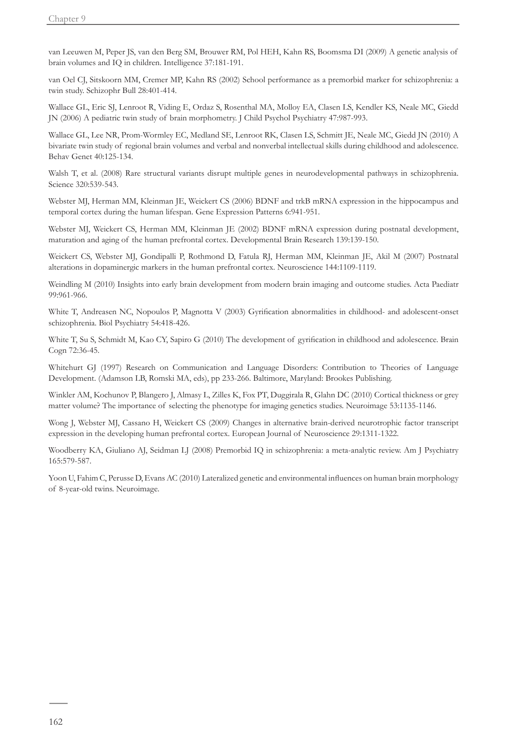van Leeuwen M, Peper JS, van den Berg SM, Brouwer RM, Pol HEH, Kahn RS, Boomsma DI (2009) A genetic analysis of brain volumes and IQ in children. Intelligence 37:181-191.

van Oel CJ, Sitskoorn MM, Cremer MP, Kahn RS (2002) School performance as a premorbid marker for schizophrenia: a twin study. Schizophr Bull 28:401-414.

Wallace GL, Eric SJ, Lenroot R, Viding E, Ordaz S, Rosenthal MA, Molloy EA, Clasen LS, Kendler KS, Neale MC, Giedd JN (2006) A pediatric twin study of brain morphometry. J Child Psychol Psychiatry 47:987-993.

Wallace GL, Lee NR, Prom-Wormley EC, Medland SE, Lenroot RK, Clasen LS, Schmitt JE, Neale MC, Giedd JN (2010) A bivariate twin study of regional brain volumes and verbal and nonverbal intellectual skills during childhood and adolescence. Behav Genet 40:125-134.

Walsh T, et al. (2008) Rare structural variants disrupt multiple genes in neurodevelopmental pathways in schizophrenia. Science 320:539-543.

Webster MJ, Herman MM, Kleinman JE, Weickert CS (2006) BDNF and trkB mRNA expression in the hippocampus and temporal cortex during the human lifespan. Gene Expression Patterns 6:941-951.

Webster MJ, Weickert CS, Herman MM, Kleinman JE (2002) BDNF mRNA expression during postnatal development, maturation and aging of the human prefrontal cortex. Developmental Brain Research 139:139-150.

Weickert CS, Webster MJ, Gondipalli P, Rothmond D, Fatula RJ, Herman MM, Kleinman JE, Akil M (2007) Postnatal alterations in dopaminergic markers in the human prefrontal cortex. Neuroscience 144:1109-1119.

Weindling M (2010) Insights into early brain development from modern brain imaging and outcome studies. Acta Paediatr 99:961-966.

White T, Andreasen NC, Nopoulos P, Magnotta V (2003) Gyrification abnormalities in childhood- and adolescent-onset schizophrenia. Biol Psychiatry 54:418-426.

White T, Su S, Schmidt M, Kao CY, Sapiro G (2010) The development of gyrification in childhood and adolescence. Brain Cogn 72:36-45.

Whitehurt GJ (1997) Research on Communication and Language Disorders: Contribution to Theories of Language Development. (Adamson LB, Romski MA, eds), pp 233-266. Baltimore, Maryland: Brookes Publishing.

Winkler AM, Kochunov P, Blangero J, Almasy L, Zilles K, Fox PT, Duggirala R, Glahn DC (2010) Cortical thickness or grey matter volume? The importance of selecting the phenotype for imaging genetics studies. Neuroimage 53:1135-1146.

Wong J, Webster MJ, Cassano H, Weickert CS (2009) Changes in alternative brain-derived neurotrophic factor transcript expression in the developing human prefrontal cortex. European Journal of Neuroscience 29:1311-1322.

Woodberry KA, Giuliano AJ, Seidman LJ (2008) Premorbid IQ in schizophrenia: a meta-analytic review. Am J Psychiatry 165:579-587.

Yoon U, Fahim C, Perusse D, Evans AC (2010) Lateralized genetic and environmental influences on human brain morphology of 8-year-old twins. Neuroimage.